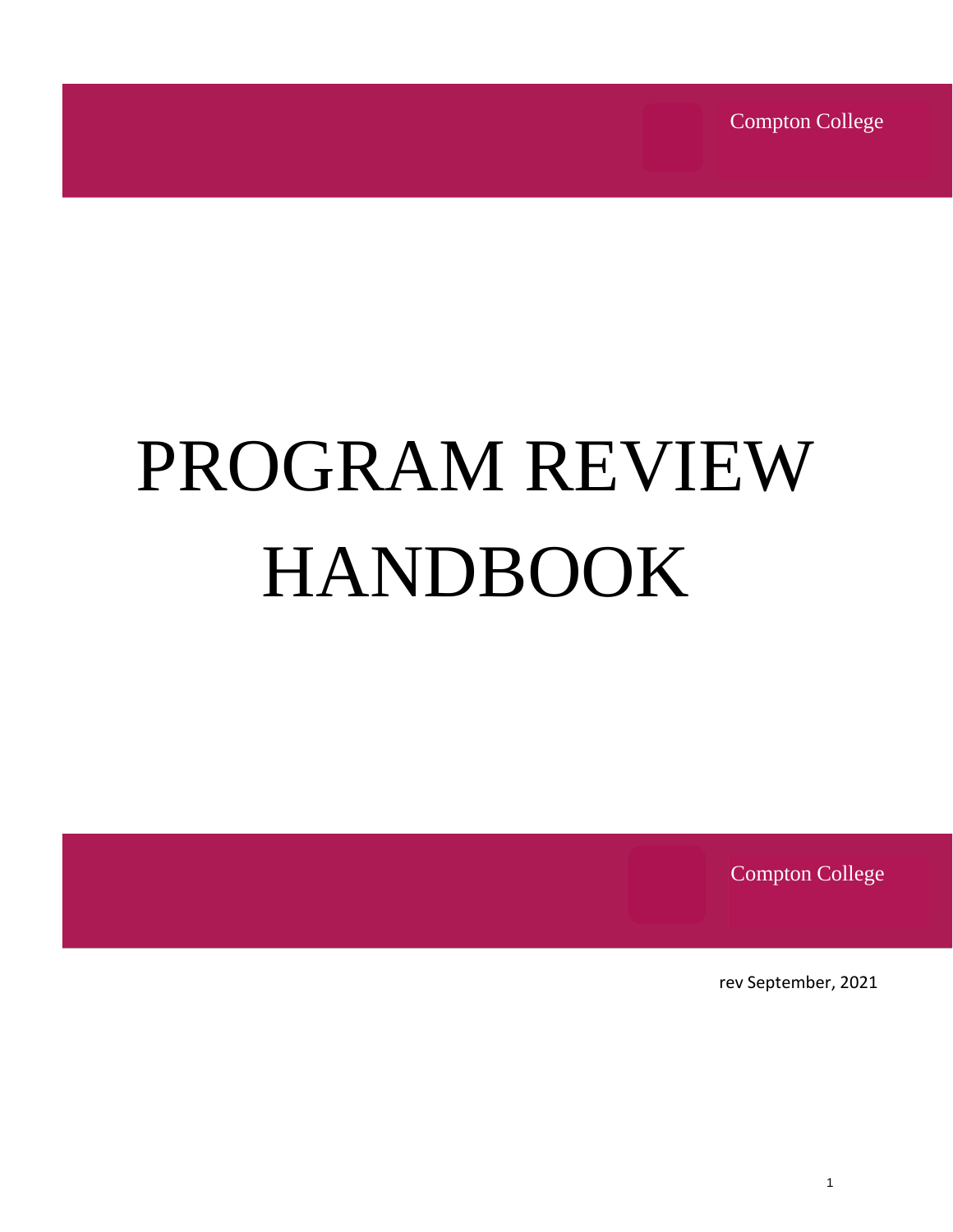Compton College

# PROGRAM REVIEW HANDBOOK

Compton College

rev September, 2021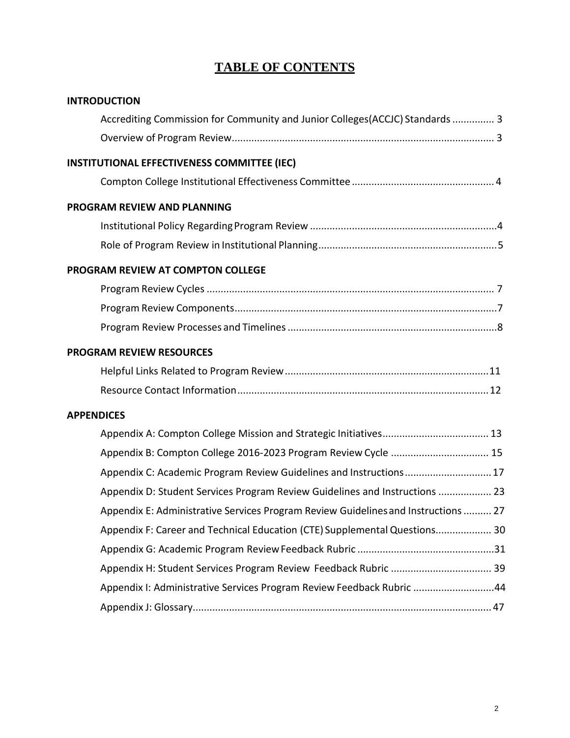# TABLE OF CONTENTS

**INTRODUCTION**

- Accrediting Commission for Community and Junior Colleges(ACCJC) Standards ............... 3
- Overview of Program Review............................................................................................ 3

**INSTITUTIONAL EFFECTIVENESS COMMITTEE (IEC)**

- Compton College Institutional Effectiveness Committee .................................................. 4

**PROGRAM REVIEW AND PLANNING**

- Institutional Policy Regarding Program Review ..................................................................4
- Role of Program Review in Institutional Planning................................................................5

**PROGRAM REVIEW AT COMPTON COLLEGE**

- Program Review Cycles ...................................................................................................... 7
- Program Review Components.............................................................................................7
- Program Review Processes and Timelines ..........................................................................8

**PROGRAM REVIEW RESOURCES**

- Helpful Links Related to Program Review........................................................................11
- Resource Contact Information.........................................................................................12

**APPENDICES**

- Appendix A: Compton College Mission and Strategic Initiatives...................................... 13
- Appendix B: Compton College 2016-2023 Program Review Cycle .................................. 15
- Appendix C: Academic Program Review Guidelines and Instructions...............................17
- Appendix D: Student Services Program Review Guidelines and Instructions ................... 23
- Appendix E: Administrative Services Program Review Guidelines and Instructions .......... 27
- Appendix F: Career and Technical Education (CTE) Supplemental Questions.................... 30
- Appendix G: Academic Program Review Feedback Rubric .................................................31
- Appendix H: Student Services Program Review Feedback Rubric .................................... 39
- Appendix I: Administrative Services Program Review Feedback Rubric .............................44
- Appendix J: Glossary..........................................................................................................47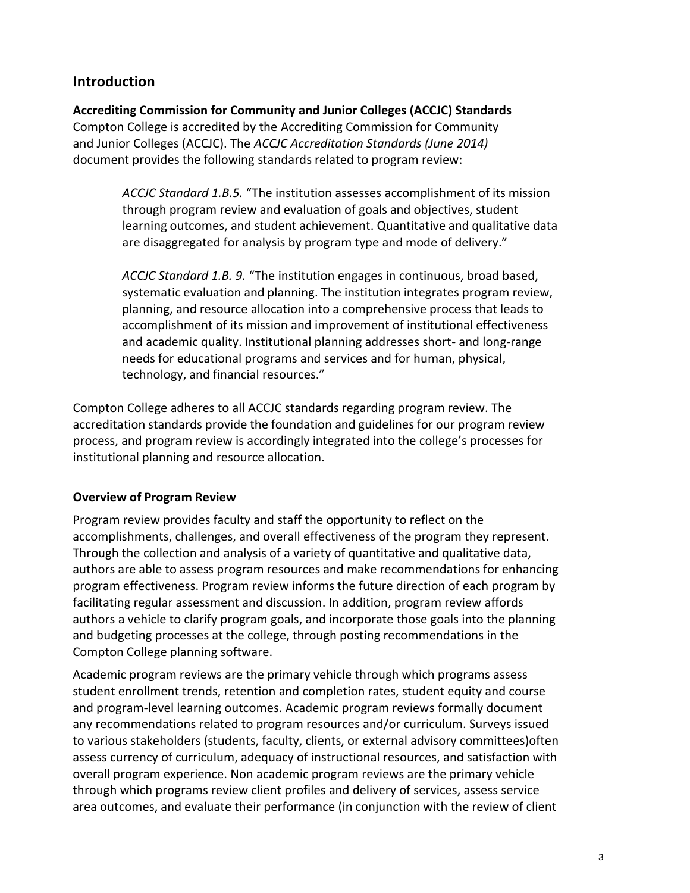## Introduction

**Accrediting Commission for Community and Junior Colleges (ACCJC) Standards**

Compton College is accredited by the Accrediting Commission for Community and Junior Colleges (ACCJC). The *ACCJC Accreditation Standards (June 2014)* document provides the following standards related to program review:

> *ACCJC Standard 1.B.5.* "The institution assesses accomplishment of its mission through program review and evaluation of goals and objectives, student learning outcomes, and student achievement. Quantitative and qualitative data are disaggregated for analysis by program type and mode of delivery."
>
> *ACCJC Standard 1.B. 9.* "The institution engages in continuous, broad based, systematic evaluation and planning. The institution integrates program review, planning, and resource allocation into a comprehensive process that leads to accomplishment of its mission and improvement of institutional effectiveness and academic quality. Institutional planning addresses short- and long-range needs for educational programs and services and for human, physical, technology, and financial resources."

Compton College adheres to all ACCJC standards regarding program review. The accreditation standards provide the foundation and guidelines for our program review process, and program review is accordingly integrated into the college's processes for institutional planning and resource allocation.

**Overview of Program Review**

Program review provides faculty and staff the opportunity to reflect on the accomplishments, challenges, and overall effectiveness of the program they represent. Through the collection and analysis of a variety of quantitative and qualitative data, authors are able to assess program resources and make recommendations for enhancing program effectiveness. Program review informs the future direction of each program by facilitating regular assessment and discussion. In addition, program review affords authors a vehicle to clarify program goals, and incorporate those goals into the planning and budgeting processes at the college, through posting recommendations in the Compton College planning software.

Academic program reviews are the primary vehicle through which programs assess student enrollment trends, retention and completion rates, student equity and course and program-level learning outcomes. Academic program reviews formally document any recommendations related to program resources and/or curriculum. Surveys issued to various stakeholders (students, faculty, clients, or external advisory committees)often assess currency of curriculum, adequacy of instructional resources, and satisfaction with overall program experience. Non academic program reviews are the primary vehicle through which programs review client profiles and delivery of services, assess service area outcomes, and evaluate their performance (in conjunction with the review of client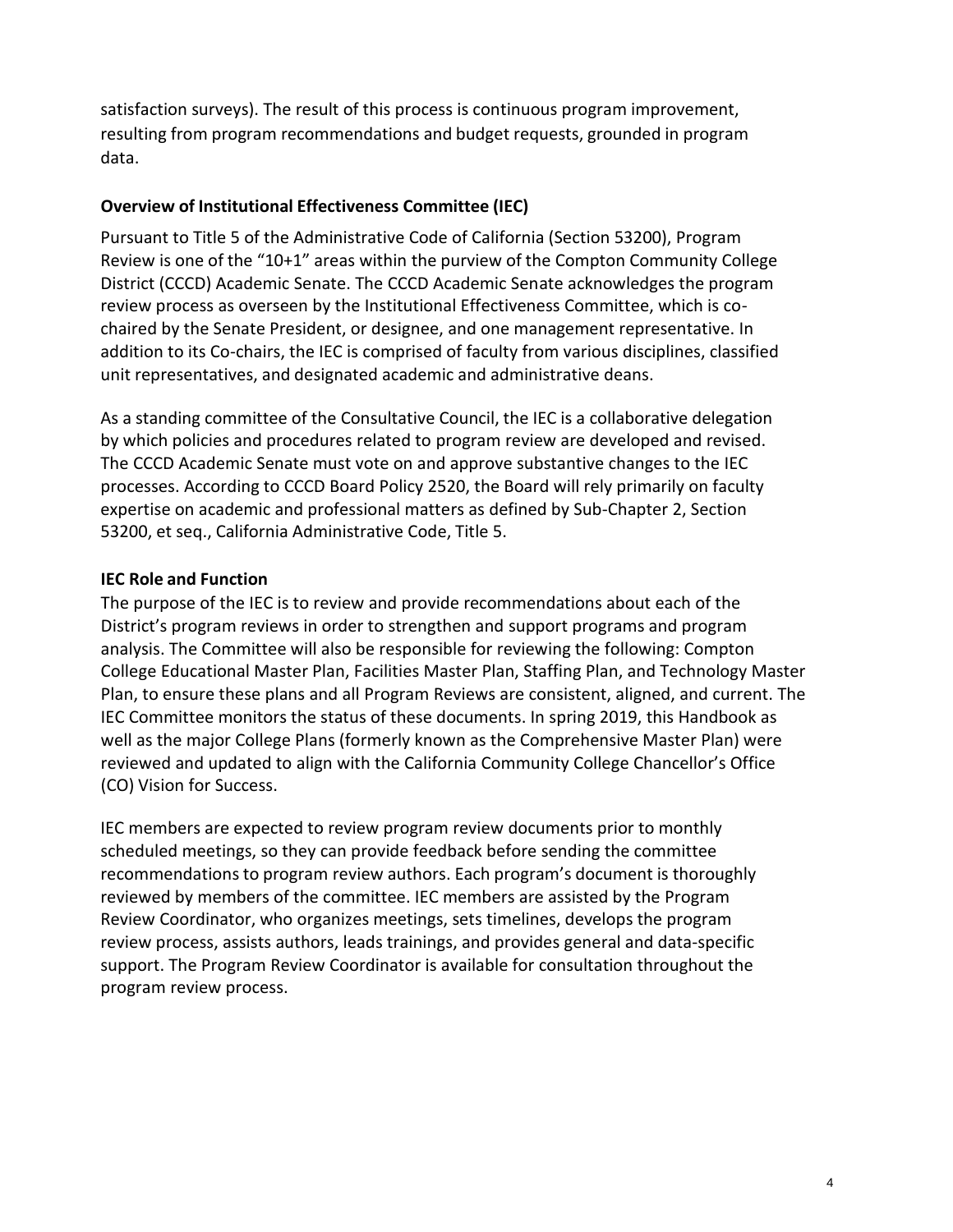satisfaction surveys). The result of this process is continuous program improvement, resulting from program recommendations and budget requests, grounded in program data.

**Overview of Institutional Effectiveness Committee (IEC)**

Pursuant to Title 5 of the Administrative Code of California (Section 53200), Program Review is one of the "10+1" areas within the purview of the Compton Community College District (CCCD) Academic Senate. The CCCD Academic Senate acknowledges the program review process as overseen by the Institutional Effectiveness Committee, which is co-chaired by the Senate President, or designee, and one management representative. In addition to its Co-chairs, the IEC is comprised of faculty from various disciplines, classified unit representatives, and designated academic and administrative deans.

As a standing committee of the Consultative Council, the IEC is a collaborative delegation by which policies and procedures related to program review are developed and revised. The CCCD Academic Senate must vote on and approve substantive changes to the IEC processes. According to CCCD Board Policy 2520, the Board will rely primarily on faculty expertise on academic and professional matters as defined by Sub-Chapter 2, Section 53200, et seq., California Administrative Code, Title 5.

**IEC Role and Function**

The purpose of the IEC is to review and provide recommendations about each of the District's program reviews in order to strengthen and support programs and program analysis. The Committee will also be responsible for reviewing the following: Compton College Educational Master Plan, Facilities Master Plan, Staffing Plan, and Technology Master Plan, to ensure these plans and all Program Reviews are consistent, aligned, and current. The IEC Committee monitors the status of these documents. In spring 2019, this Handbook as well as the major College Plans (formerly known as the Comprehensive Master Plan) were reviewed and updated to align with the California Community College Chancellor's Office (CO) Vision for Success.

IEC members are expected to review program review documents prior to monthly scheduled meetings, so they can provide feedback before sending the committee recommendations to program review authors. Each program's document is thoroughly reviewed by members of the committee. IEC members are assisted by the Program Review Coordinator, who organizes meetings, sets timelines, develops the program review process, assists authors, leads trainings, and provides general and data-specific support. The Program Review Coordinator is available for consultation throughout the program review process.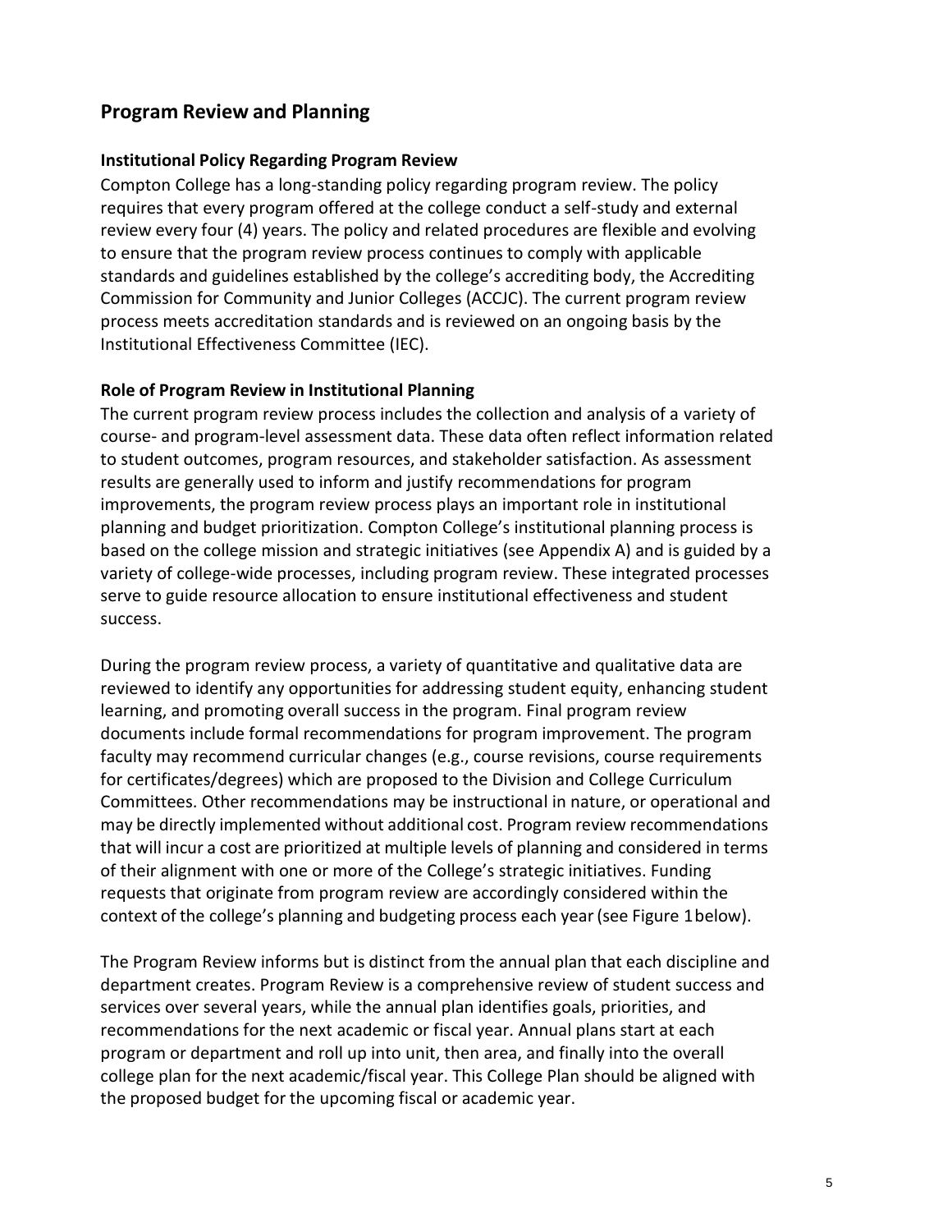## Program Review and Planning

### Institutional Policy Regarding Program Review

Compton College has a long-standing policy regarding program review. The policy requires that every program offered at the college conduct a self-study and external review every four (4) years. The policy and related procedures are flexible and evolving to ensure that the program review process continues to comply with applicable standards and guidelines established by the college's accrediting body, the Accrediting Commission for Community and Junior Colleges (ACCJC). The current program review process meets accreditation standards and is reviewed on an ongoing basis by the Institutional Effectiveness Committee (IEC).

### Role of Program Review in Institutional Planning

The current program review process includes the collection and analysis of a variety of course- and program-level assessment data. These data often reflect information related to student outcomes, program resources, and stakeholder satisfaction. As assessment results are generally used to inform and justify recommendations for program improvements, the program review process plays an important role in institutional planning and budget prioritization. Compton College's institutional planning process is based on the college mission and strategic initiatives (see Appendix A) and is guided by a variety of college-wide processes, including program review. These integrated processes serve to guide resource allocation to ensure institutional effectiveness and student success.

During the program review process, a variety of quantitative and qualitative data are reviewed to identify any opportunities for addressing student equity, enhancing student learning, and promoting overall success in the program. Final program review documents include formal recommendations for program improvement. The program faculty may recommend curricular changes (e.g., course revisions, course requirements for certificates/degrees) which are proposed to the Division and College Curriculum Committees. Other recommendations may be instructional in nature, or operational and may be directly implemented without additional cost. Program review recommendations that will incur a cost are prioritized at multiple levels of planning and considered in terms of their alignment with one or more of the College's strategic initiatives. Funding requests that originate from program review are accordingly considered within the context of the college's planning and budgeting process each year (see Figure 1 below).

The Program Review informs but is distinct from the annual plan that each discipline and department creates. Program Review is a comprehensive review of student success and services over several years, while the annual plan identifies goals, priorities, and recommendations for the next academic or fiscal year. Annual plans start at each program or department and roll up into unit, then area, and finally into the overall college plan for the next academic/fiscal year. This College Plan should be aligned with the proposed budget for the upcoming fiscal or academic year.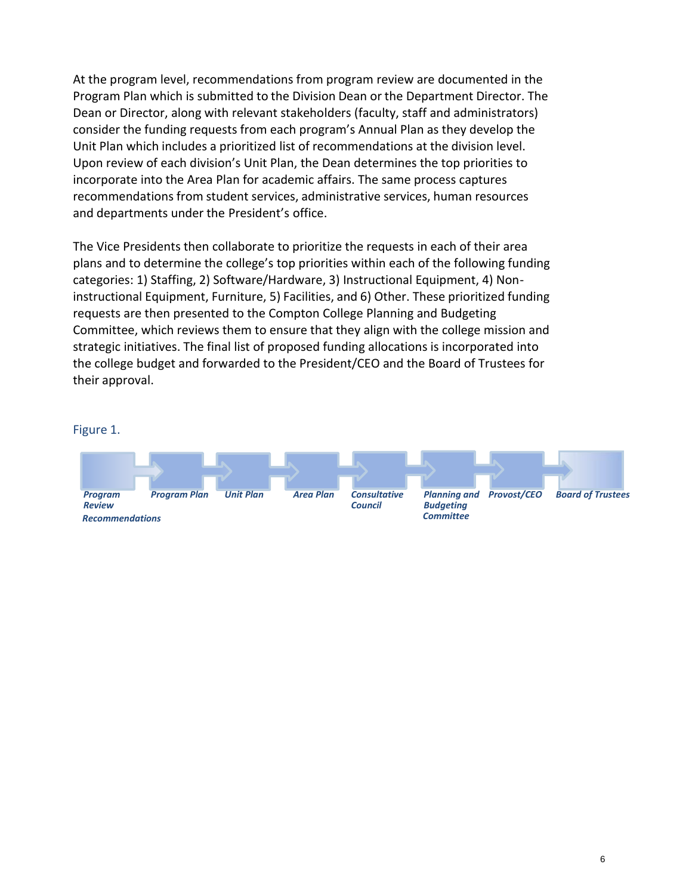At the program level, recommendations from program review are documented in the Program Plan which is submitted to the Division Dean or the Department Director. The Dean or Director, along with relevant stakeholders (faculty, staff and administrators) consider the funding requests from each program's Annual Plan as they develop the Unit Plan which includes a prioritized list of recommendations at the division level. Upon review of each division's Unit Plan, the Dean determines the top priorities to incorporate into the Area Plan for academic affairs. The same process captures recommendations from student services, administrative services, human resources and departments under the President's office.

The Vice Presidents then collaborate to prioritize the requests in each of their area plans and to determine the college's top priorities within each of the following funding categories: 1) Staffing, 2) Software/Hardware, 3) Instructional Equipment, 4) Non-instructional Equipment, Furniture, 5) Facilities, and 6) Other. These prioritized funding requests are then presented to the Compton College Planning and Budgeting Committee, which reviews them to ensure that they align with the college mission and strategic initiatives. The final list of proposed funding allocations is incorporated into the college budget and forwarded to the President/CEO and the Board of Trustees for their approval.

Figure 1.

***Program Review Recommendations*** → ***Program Plan*** → ***Unit Plan*** → ***Area Plan*** → ***Consultative Council*** → ***Planning and Budgeting Committee*** → ***Provost/CEO*** → ***Board of Trustees***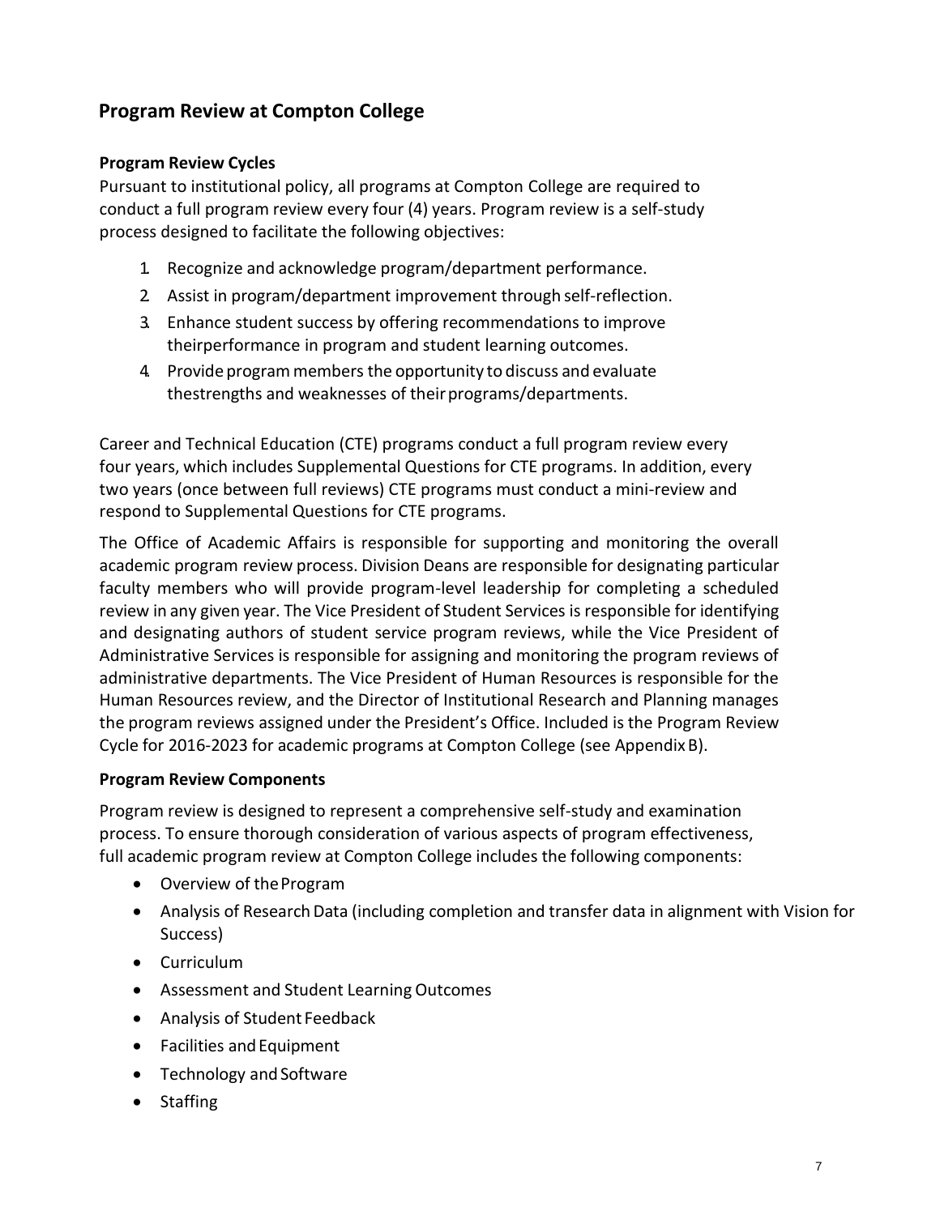## Program Review at Compton College

### Program Review Cycles

Pursuant to institutional policy, all programs at Compton College are required to conduct a full program review every four (4) years. Program review is a self-study process designed to facilitate the following objectives:

1. Recognize and acknowledge program/department performance.
2. Assist in program/department improvement through self-reflection.
3. Enhance student success by offering recommendations to improve theirperformance in program and student learning outcomes.
4. Provide program members the opportunity to discuss and evaluate thestrengths and weaknesses of their programs/departments.

Career and Technical Education (CTE) programs conduct a full program review every four years, which includes Supplemental Questions for CTE programs. In addition, every two years (once between full reviews) CTE programs must conduct a mini-review and respond to Supplemental Questions for CTE programs.

The Office of Academic Affairs is responsible for supporting and monitoring the overall academic program review process. Division Deans are responsible for designating particular faculty members who will provide program-level leadership for completing a scheduled review in any given year. The Vice President of Student Services is responsible for identifying and designating authors of student service program reviews, while the Vice President of Administrative Services is responsible for assigning and monitoring the program reviews of administrative departments. The Vice President of Human Resources is responsible for the Human Resources review, and the Director of Institutional Research and Planning manages the program reviews assigned under the President's Office. Included is the Program Review Cycle for 2016-2023 for academic programs at Compton College (see Appendix B).

### Program Review Components

Program review is designed to represent a comprehensive self-study and examination process. To ensure thorough consideration of various aspects of program effectiveness, full academic program review at Compton College includes the following components:

- Overview of the Program
- Analysis of Research Data (including completion and transfer data in alignment with Vision for Success)
- Curriculum
- Assessment and Student Learning Outcomes
- Analysis of Student Feedback
- Facilities and Equipment
- Technology and Software
- Staffing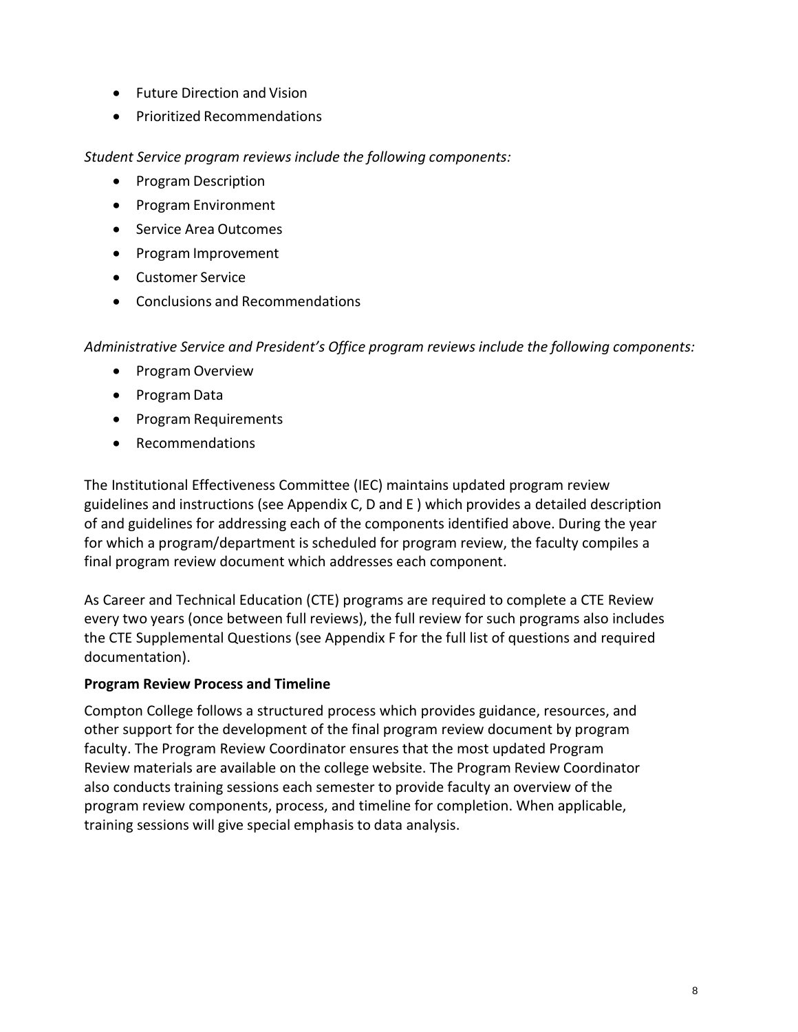- Future Direction and Vision
- Prioritized Recommendations

*Student Service program reviews include the following components:*

- Program Description
- Program Environment
- Service Area Outcomes
- Program Improvement
- Customer Service
- Conclusions and Recommendations

*Administrative Service and President's Office program reviews include the following components:*

- Program Overview
- Program Data
- Program Requirements
- Recommendations

The Institutional Effectiveness Committee (IEC) maintains updated program review guidelines and instructions (see Appendix C, D and E ) which provides a detailed description of and guidelines for addressing each of the components identified above. During the year for which a program/department is scheduled for program review, the faculty compiles a final program review document which addresses each component.

As Career and Technical Education (CTE) programs are required to complete a CTE Review every two years (once between full reviews), the full review for such programs also includes the CTE Supplemental Questions (see Appendix F for the full list of questions and required documentation).

**Program Review Process and Timeline**

Compton College follows a structured process which provides guidance, resources, and other support for the development of the final program review document by program faculty. The Program Review Coordinator ensures that the most updated Program Review materials are available on the college website. The Program Review Coordinator also conducts training sessions each semester to provide faculty an overview of the program review components, process, and timeline for completion. When applicable, training sessions will give special emphasis to data analysis.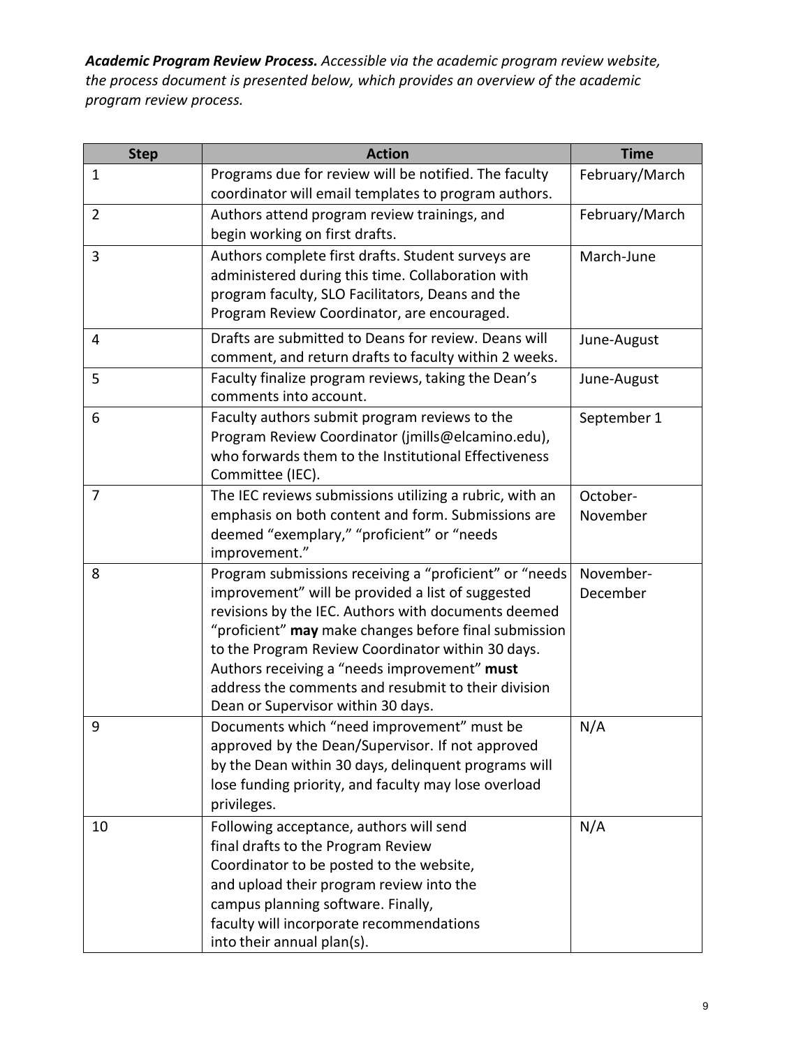***Academic Program Review Process.** Accessible via the academic program review website, the process document is presented below, which provides an overview of the academic program review process.*

| Step | Action | Time |
|---|---|---|
| 1 | Programs due for review will be notified. The faculty coordinator will email templates to program authors. | February/March |
| 2 | Authors attend program review trainings, and begin working on first drafts. | February/March |
| 3 | Authors complete first drafts. Student surveys are administered during this time. Collaboration with program faculty, SLO Facilitators, Deans and the Program Review Coordinator, are encouraged. | March-June |
| 4 | Drafts are submitted to Deans for review. Deans will comment, and return drafts to faculty within 2 weeks. | June-August |
| 5 | Faculty finalize program reviews, taking the Dean's comments into account. | June-August |
| 6 | Faculty authors submit program reviews to the Program Review Coordinator (jmills@elcamino.edu), who forwards them to the Institutional Effectiveness Committee (IEC). | September 1 |
| 7 | The IEC reviews submissions utilizing a rubric, with an emphasis on both content and form. Submissions are deemed "exemplary," "proficient" or "needs improvement." | October-November |
| 8 | Program submissions receiving a "proficient" or "needs improvement" will be provided a list of suggested revisions by the IEC. Authors with documents deemed "proficient" **may** make changes before final submission to the Program Review Coordinator within 30 days. Authors receiving a "needs improvement" **must** address the comments and resubmit to their division Dean or Supervisor within 30 days. | November-December |
| 9 | Documents which "need improvement" must be approved by the Dean/Supervisor. If not approved by the Dean within 30 days, delinquent programs will lose funding priority, and faculty may lose overload privileges. | N/A |
| 10 | Following acceptance, authors will send final drafts to the Program Review Coordinator to be posted to the website, and upload their program review into the campus planning software. Finally, faculty will incorporate recommendations into their annual plan(s). | N/A |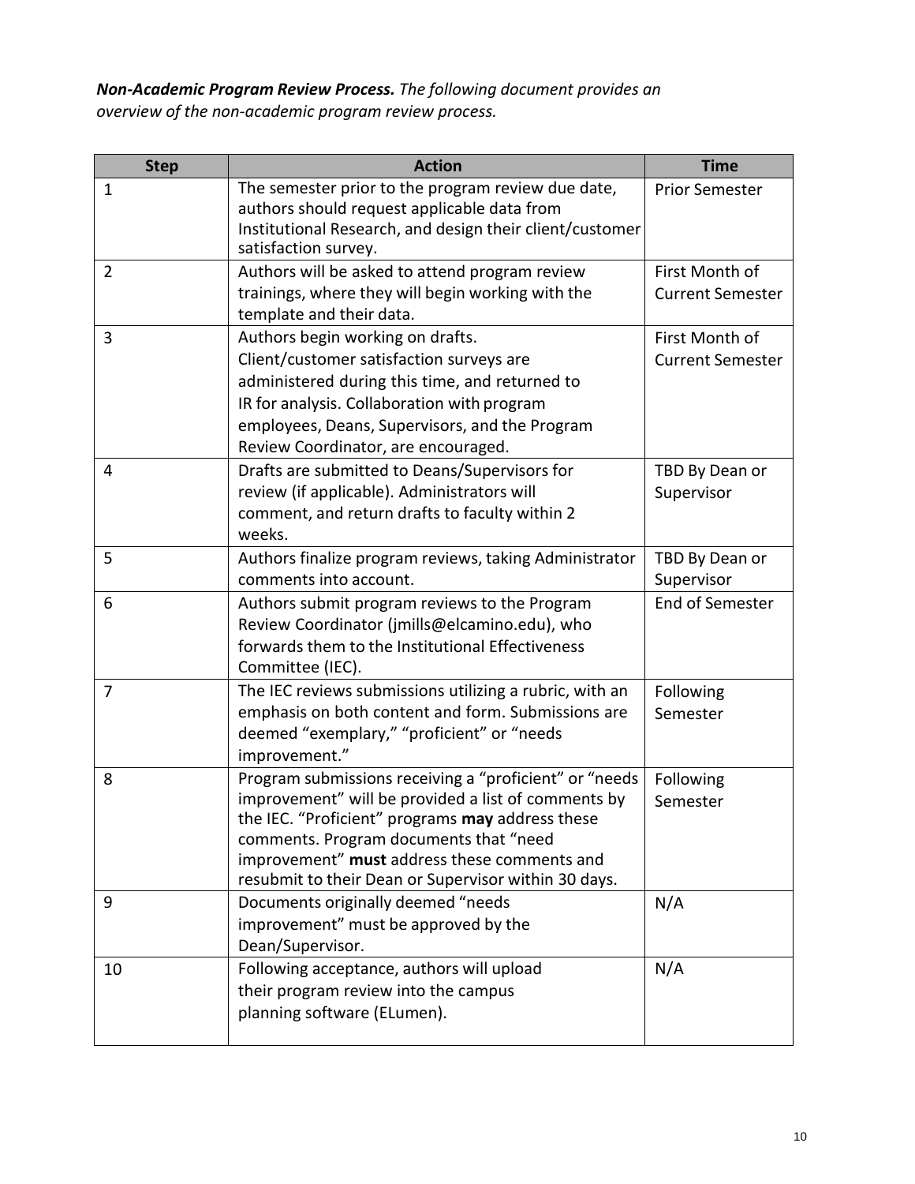***Non-Academic Program Review Process.*** *The following document provides an overview of the non-academic program review process.*

| Step | Action | Time |
|---|---|---|
| 1 | The semester prior to the program review due date, authors should request applicable data from Institutional Research, and design their client/customer satisfaction survey. | Prior Semester |
| 2 | Authors will be asked to attend program review trainings, where they will begin working with the template and their data. | First Month of Current Semester |
| 3 | Authors begin working on drafts. Client/customer satisfaction surveys are administered during this time, and returned to IR for analysis. Collaboration with program employees, Deans, Supervisors, and the Program Review Coordinator, are encouraged. | First Month of Current Semester |
| 4 | Drafts are submitted to Deans/Supervisors for review (if applicable). Administrators will comment, and return drafts to faculty within 2 weeks. | TBD By Dean or Supervisor |
| 5 | Authors finalize program reviews, taking Administrator comments into account. | TBD By Dean or Supervisor |
| 6 | Authors submit program reviews to the Program Review Coordinator (jmills@elcamino.edu), who forwards them to the Institutional Effectiveness Committee (IEC). | End of Semester |
| 7 | The IEC reviews submissions utilizing a rubric, with an emphasis on both content and form. Submissions are deemed "exemplary," "proficient" or "needs improvement." | Following Semester |
| 8 | Program submissions receiving a "proficient" or "needs improvement" will be provided a list of comments by the IEC. "Proficient" programs **may** address these comments. Program documents that "need improvement" **must** address these comments and resubmit to their Dean or Supervisor within 30 days. | Following Semester |
| 9 | Documents originally deemed "needs improvement" must be approved by the Dean/Supervisor. | N/A |
| 10 | Following acceptance, authors will upload their program review into the campus planning software (ELumen). | N/A |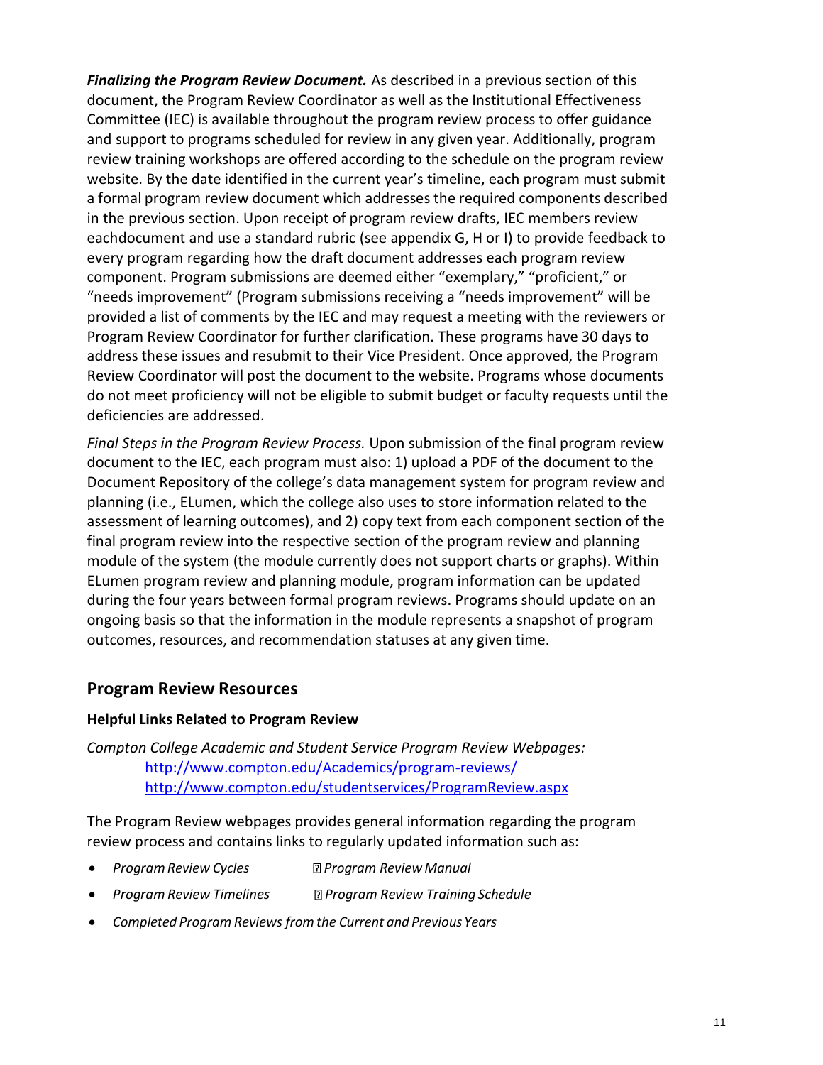***Finalizing the Program Review Document.*** As described in a previous section of this document, the Program Review Coordinator as well as the Institutional Effectiveness Committee (IEC) is available throughout the program review process to offer guidance and support to programs scheduled for review in any given year. Additionally, program review training workshops are offered according to the schedule on the program review website. By the date identified in the current year's timeline, each program must submit a formal program review document which addresses the required components described in the previous section. Upon receipt of program review drafts, IEC members review eachdocument and use a standard rubric (see appendix G, H or I) to provide feedback to every program regarding how the draft document addresses each program review component. Program submissions are deemed either "exemplary," "proficient," or "needs improvement" (Program submissions receiving a "needs improvement" will be provided a list of comments by the IEC and may request a meeting with the reviewers or Program Review Coordinator for further clarification. These programs have 30 days to address these issues and resubmit to their Vice President. Once approved, the Program Review Coordinator will post the document to the website. Programs whose documents do not meet proficiency will not be eligible to submit budget or faculty requests until the deficiencies are addressed.

*Final Steps in the Program Review Process.* Upon submission of the final program review document to the IEC, each program must also: 1) upload a PDF of the document to the Document Repository of the college's data management system for program review and planning (i.e., ELumen, which the college also uses to store information related to the assessment of learning outcomes), and 2) copy text from each component section of the final program review into the respective section of the program review and planning module of the system (the module currently does not support charts or graphs). Within ELumen program review and planning module, program information can be updated during the four years between formal program reviews. Programs should update on an ongoing basis so that the information in the module represents a snapshot of program outcomes, resources, and recommendation statuses at any given time.

## Program Review Resources

### Helpful Links Related to Program Review

*Compton College Academic and Student Service Program Review Webpages:*
[http://www.compton.edu/Academics/program-reviews/](http://www.compton.edu/Academics/program-reviews/)
[http://www.compton.edu/studentservices/ProgramReview.aspx](http://www.compton.edu/studentservices/ProgramReview.aspx)

The Program Review webpages provides general information regarding the program review process and contains links to regularly updated information such as:

- *Program Review Cycles*
- *Program Review Manual*
- *Program Review Timelines*
- *Program Review Training Schedule*
- *Completed Program Reviews from the Current and Previous Years*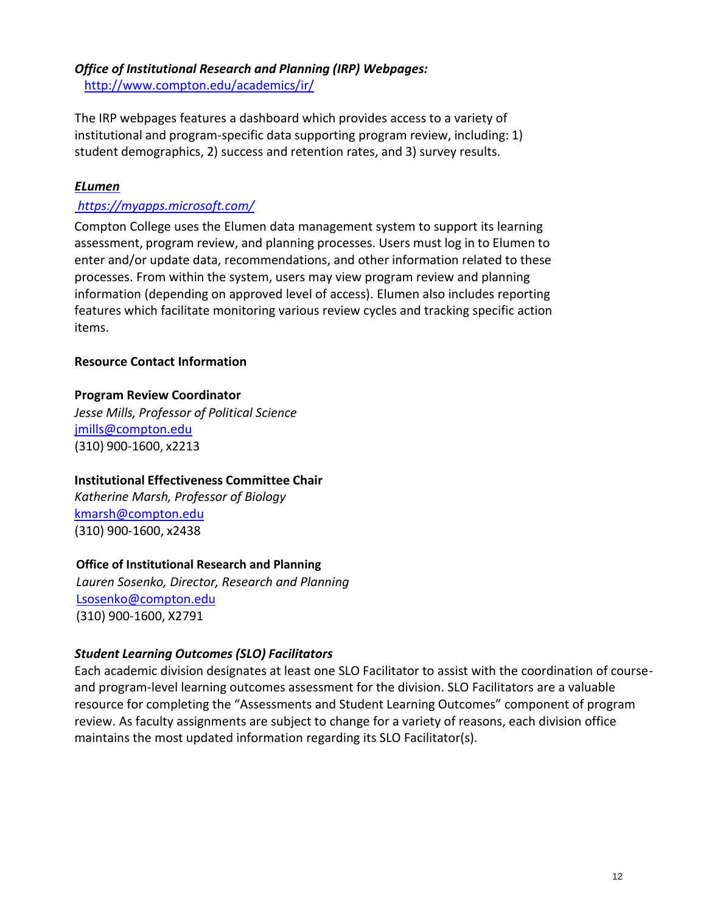### *Office of Institutional Research and Planning (IRP) Webpages:*

http://www.compton.edu/academics/ir/

The IRP webpages features a dashboard which provides access to a variety of institutional and program-specific data supporting program review, including: 1) student demographics, 2) success and retention rates, and 3) survey results.

### *ELumen*

*https://myapps.microsoft.com/*

Compton College uses the Elumen data management system to support its learning assessment, program review, and planning processes. Users must log in to Elumen to enter and/or update data, recommendations, and other information related to these processes. From within the system, users may view program review and planning information (depending on approved level of access). Elumen also includes reporting features which facilitate monitoring various review cycles and tracking specific action items.

**Resource Contact Information**

**Program Review Coordinator**
*Jesse Mills, Professor of Political Science*
jmills@compton.edu
(310) 900-1600, x2213

**Institutional Effectiveness Committee Chair**
*Katherine Marsh, Professor of Biology*
kmarsh@compton.edu
(310) 900-1600, x2438

**Office of Institutional Research and Planning**
*Lauren Sosenko, Director, Research and Planning*
Lsosenko@compton.edu
(310) 900-1600, X2791

### *Student Learning Outcomes (SLO) Facilitators*

Each academic division designates at least one SLO Facilitator to assist with the coordination of course- and program-level learning outcomes assessment for the division. SLO Facilitators are a valuable resource for completing the "Assessments and Student Learning Outcomes" component of program review. As faculty assignments are subject to change for a variety of reasons, each division office maintains the most updated information regarding its SLO Facilitator(s).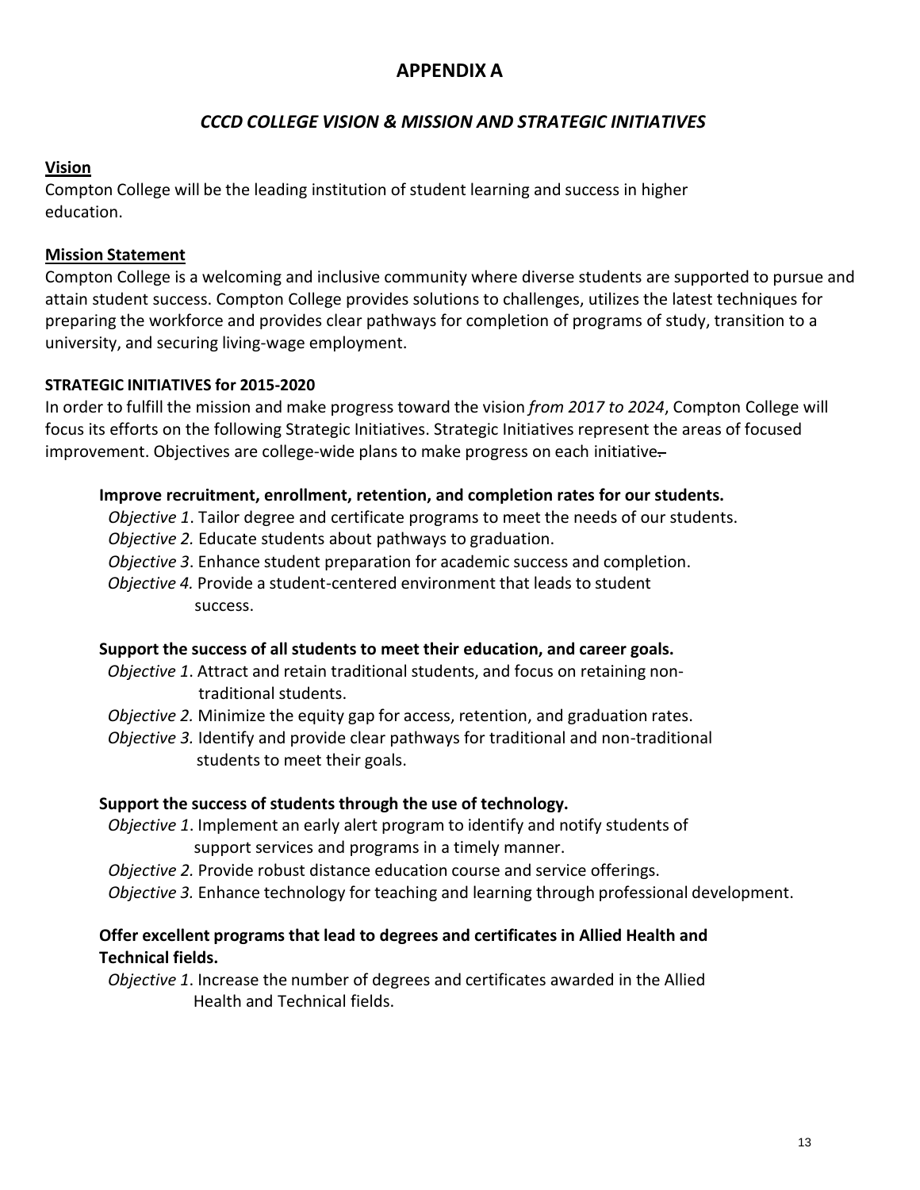# APPENDIX A

## *CCCD COLLEGE VISION & MISSION AND STRATEGIC INITIATIVES*

**Vision**

Compton College will be the leading institution of student learning and success in higher education.

**Mission Statement**

Compton College is a welcoming and inclusive community where diverse students are supported to pursue and attain student success. Compton College provides solutions to challenges, utilizes the latest techniques for preparing the workforce and provides clear pathways for completion of programs of study, transition to a university, and securing living-wage employment.

**STRATEGIC INITIATIVES for 2015-2020**

In order to fulfill the mission and make progress toward the vision *from 2017 to 2024*, Compton College will focus its efforts on the following Strategic Initiatives. Strategic Initiatives represent the areas of focused improvement. Objectives are college-wide plans to make progress on each initiative.

**Improve recruitment, enrollment, retention, and completion rates for our students.**

- *Objective 1*. Tailor degree and certificate programs to meet the needs of our students.
- *Objective 2.* Educate students about pathways to graduation.
- *Objective 3*. Enhance student preparation for academic success and completion.
- *Objective 4.* Provide a student-centered environment that leads to student success.

**Support the success of all students to meet their education, and career goals.**

- *Objective 1*. Attract and retain traditional students, and focus on retaining non-traditional students.
- *Objective 2.* Minimize the equity gap for access, retention, and graduation rates.
- *Objective 3.* Identify and provide clear pathways for traditional and non-traditional students to meet their goals.

**Support the success of students through the use of technology.**

- *Objective 1*. Implement an early alert program to identify and notify students of support services and programs in a timely manner.
- *Objective 2.* Provide robust distance education course and service offerings.
- *Objective 3.* Enhance technology for teaching and learning through professional development.

**Offer excellent programs that lead to degrees and certificates in Allied Health and Technical fields.**

- *Objective 1*. Increase the number of degrees and certificates awarded in the Allied Health and Technical fields.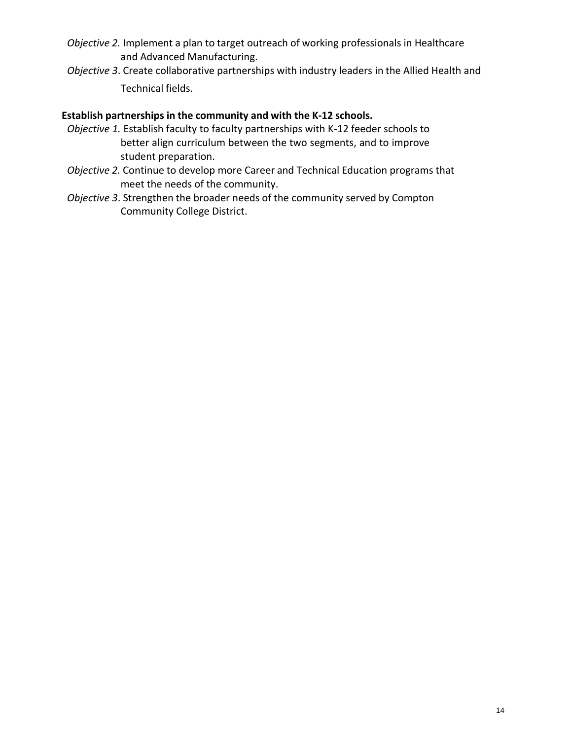*Objective 2.* Implement a plan to target outreach of working professionals in Healthcare and Advanced Manufacturing.

*Objective 3*. Create collaborative partnerships with industry leaders in the Allied Health and Technical fields.

**Establish partnerships in the community and with the K-12 schools.**

*Objective 1.* Establish faculty to faculty partnerships with K-12 feeder schools to better align curriculum between the two segments, and to improve student preparation.

*Objective 2.* Continue to develop more Career and Technical Education programs that meet the needs of the community.

*Objective 3*. Strengthen the broader needs of the community served by Compton Community College District.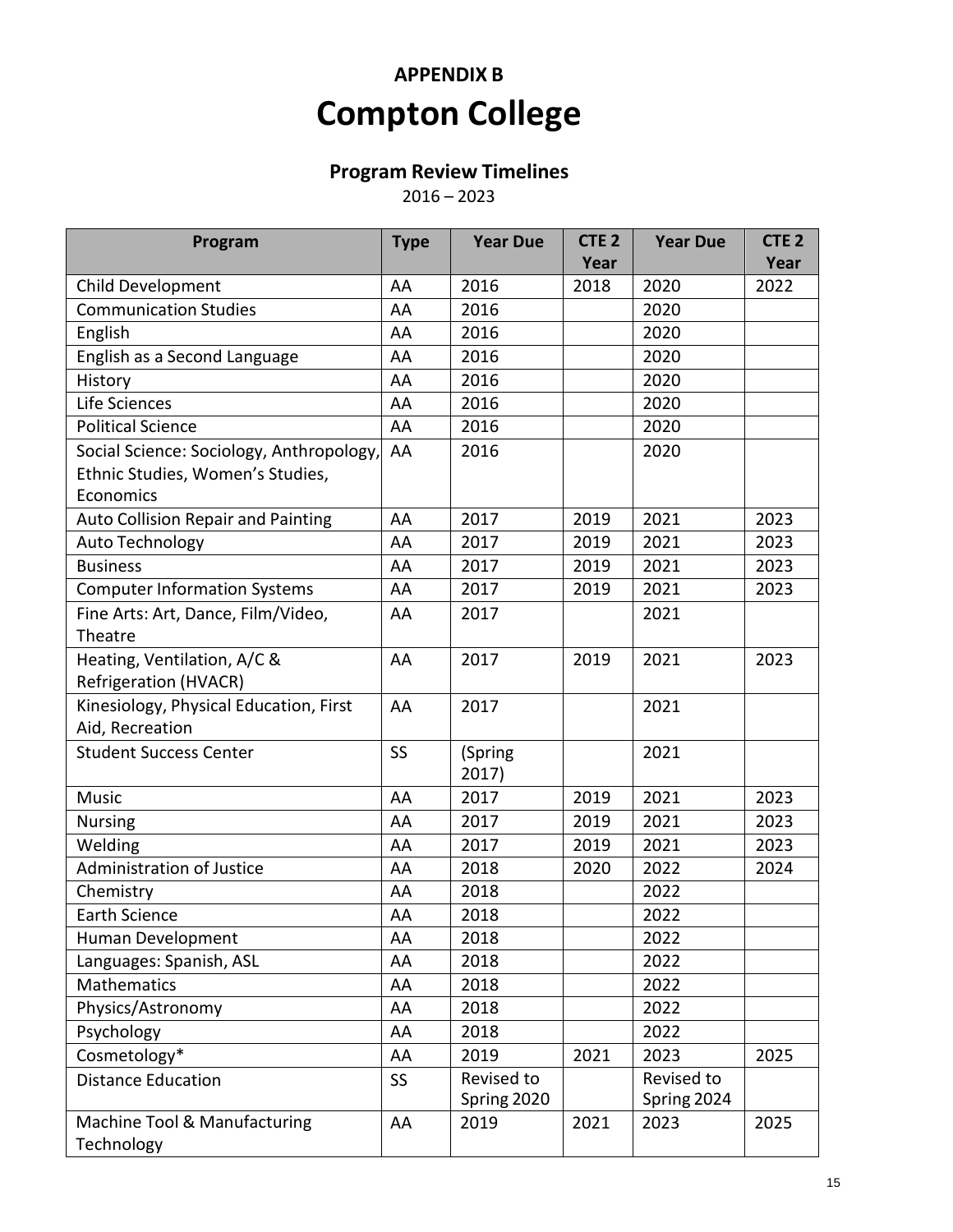**APPENDIX B**

# Compton College

## Program Review Timelines

2016 – 2023

| Program | Type | Year Due | CTE 2 Year | Year Due | CTE 2 Year |
|---|---|---|---|---|---|
| Child Development | AA | 2016 | 2018 | 2020 | 2022 |
| Communication Studies | AA | 2016 | | 2020 | |
| English | AA | 2016 | | 2020 | |
| English as a Second Language | AA | 2016 | | 2020 | |
| History | AA | 2016 | | 2020 | |
| Life Sciences | AA | 2016 | | 2020 | |
| Political Science | AA | 2016 | | 2020 | |
| Social Science: Sociology, Anthropology, Ethnic Studies, Women's Studies, Economics | AA | 2016 | | 2020 | |
| Auto Collision Repair and Painting | AA | 2017 | 2019 | 2021 | 2023 |
| Auto Technology | AA | 2017 | 2019 | 2021 | 2023 |
| Business | AA | 2017 | 2019 | 2021 | 2023 |
| Computer Information Systems | AA | 2017 | 2019 | 2021 | 2023 |
| Fine Arts: Art, Dance, Film/Video, Theatre | AA | 2017 | | 2021 | |
| Heating, Ventilation, A/C & Refrigeration (HVACR) | AA | 2017 | 2019 | 2021 | 2023 |
| Kinesiology, Physical Education, First Aid, Recreation | AA | 2017 | | 2021 | |
| Student Success Center | SS | (Spring 2017) | | 2021 | |
| Music | AA | 2017 | 2019 | 2021 | 2023 |
| Nursing | AA | 2017 | 2019 | 2021 | 2023 |
| Welding | AA | 2017 | 2019 | 2021 | 2023 |
| Administration of Justice | AA | 2018 | 2020 | 2022 | 2024 |
| Chemistry | AA | 2018 | | 2022 | |
| Earth Science | AA | 2018 | | 2022 | |
| Human Development | AA | 2018 | | 2022 | |
| Languages: Spanish, ASL | AA | 2018 | | 2022 | |
| Mathematics | AA | 2018 | | 2022 | |
| Physics/Astronomy | AA | 2018 | | 2022 | |
| Psychology | AA | 2018 | | 2022 | |
| Cosmetology* | AA | 2019 | 2021 | 2023 | 2025 |
| Distance Education | SS | Revised to Spring 2020 | | Revised to Spring 2024 | |
| Machine Tool & Manufacturing Technology | AA | 2019 | 2021 | 2023 | 2025 |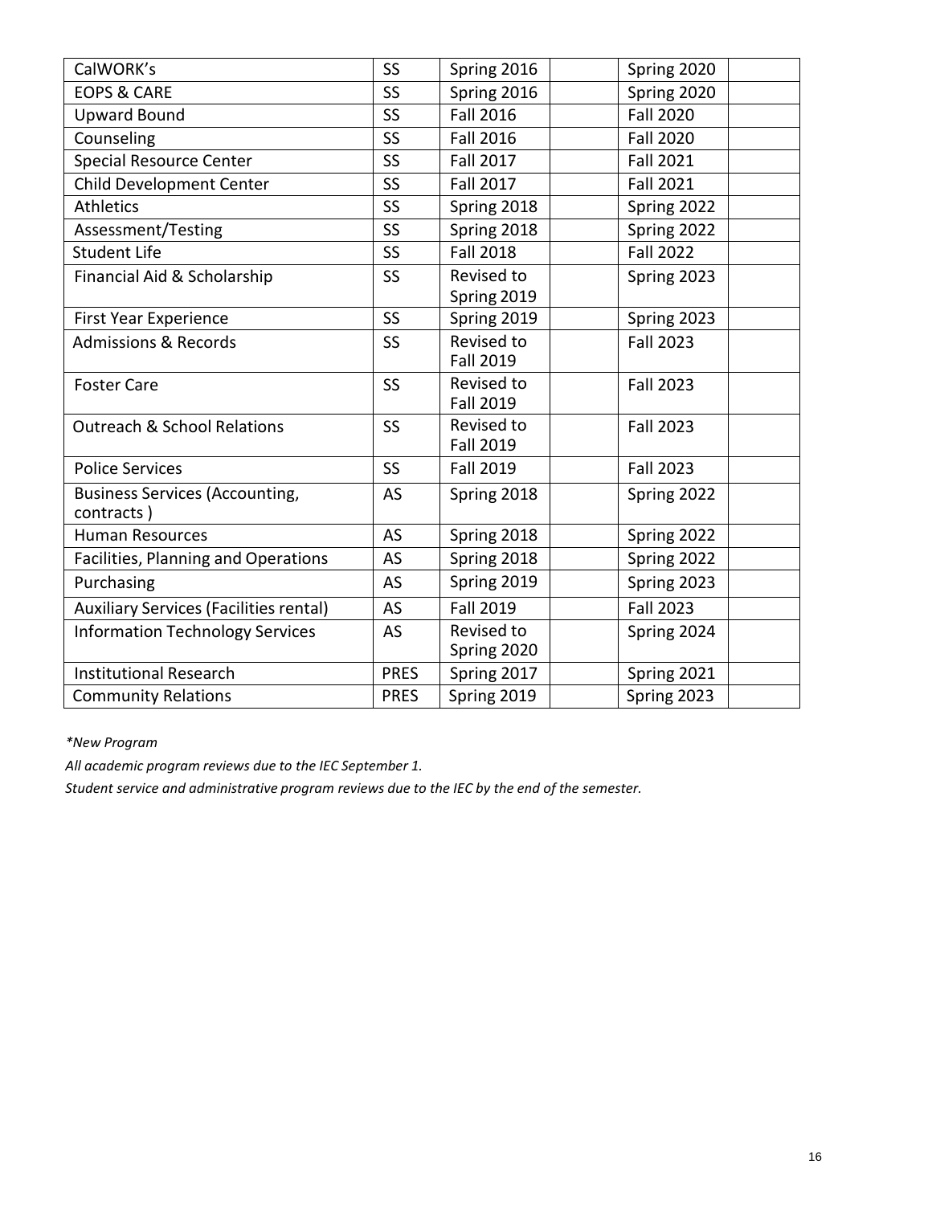| | | | | | |
|---|---|---|---|---|---|
| CalWORK's | SS | Spring 2016 | | Spring 2020 | |
| EOPS & CARE | SS | Spring 2016 | | Spring 2020 | |
| Upward Bound | SS | Fall 2016 | | Fall 2020 | |
| Counseling | SS | Fall 2016 | | Fall 2020 | |
| Special Resource Center | SS | Fall 2017 | | Fall 2021 | |
| Child Development Center | SS | Fall 2017 | | Fall 2021 | |
| Athletics | SS | Spring 2018 | | Spring 2022 | |
| Assessment/Testing | SS | Spring 2018 | | Spring 2022 | |
| Student Life | SS | Fall 2018 | | Fall 2022 | |
| Financial Aid & Scholarship | SS | Revised to Spring 2019 | | Spring 2023 | |
| First Year Experience | SS | Spring 2019 | | Spring 2023 | |
| Admissions & Records | SS | Revised to Fall 2019 | | Fall 2023 | |
| Foster Care | SS | Revised to Fall 2019 | | Fall 2023 | |
| Outreach & School Relations | SS | Revised to Fall 2019 | | Fall 2023 | |
| Police Services | SS | Fall 2019 | | Fall 2023 | |
| Business Services (Accounting, contracts ) | AS | Spring 2018 | | Spring 2022 | |
| Human Resources | AS | Spring 2018 | | Spring 2022 | |
| Facilities, Planning and Operations | AS | Spring 2018 | | Spring 2022 | |
| Purchasing | AS | Spring 2019 | | Spring 2023 | |
| Auxiliary Services (Facilities rental) | AS | Fall 2019 | | Fall 2023 | |
| Information Technology Services | AS | Revised to Spring 2020 | | Spring 2024 | |
| Institutional Research | PRES | Spring 2017 | | Spring 2021 | |
| Community Relations | PRES | Spring 2019 | | Spring 2023 | |

*\*New Program*

*All academic program reviews due to the IEC September 1.*

*Student service and administrative program reviews due to the IEC by the end of the semester.*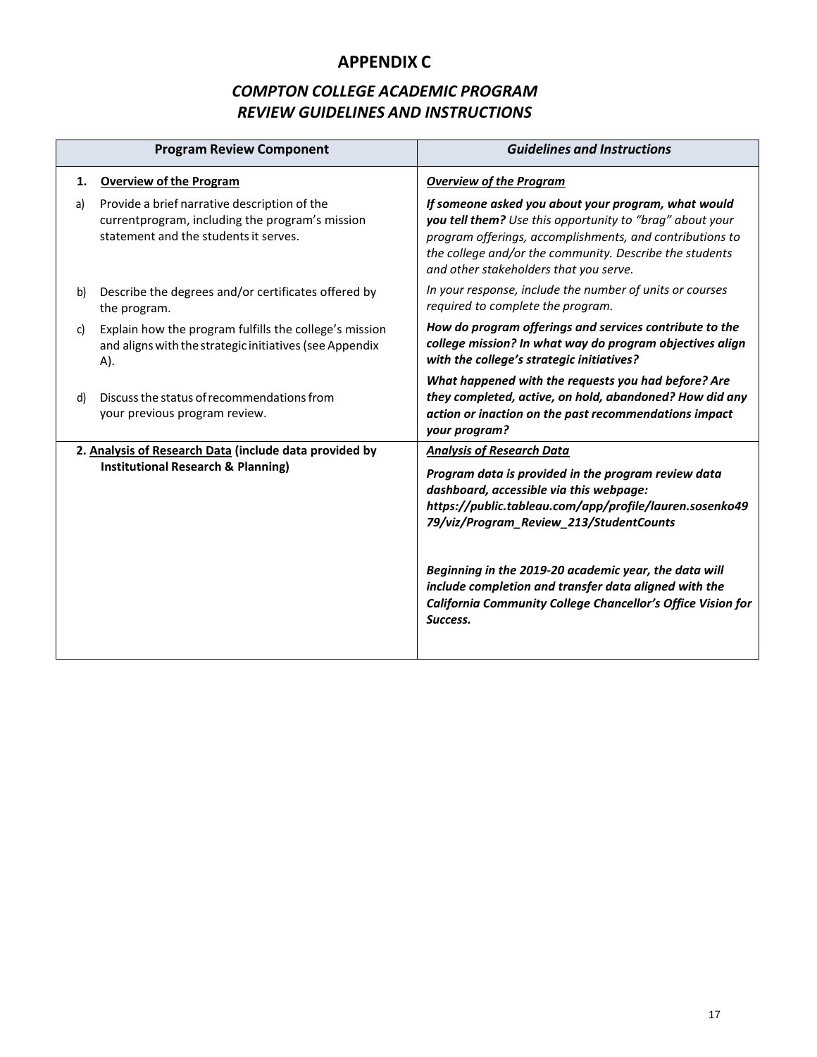# APPENDIX C

## *COMPTON COLLEGE ACADEMIC PROGRAM REVIEW GUIDELINES AND INSTRUCTIONS*

| Program Review Component | *Guidelines and Instructions* |
|---|---|
| **1. <u>Overview of the Program</u>** | ***<u>Overview of the Program</u>*** |
| a) Provide a brief narrative description of the currentprogram, including the program's mission statement and the students it serves. | ***If someone asked you about your program, what would you tell them?*** *Use this opportunity to "brag" about your program offerings, accomplishments, and contributions to the college and/or the community. Describe the students and other stakeholders that you serve.* |
| b) Describe the degrees and/or certificates offered by the program. | *In your response, include the number of units or courses required to complete the program.* |
| c) Explain how the program fulfills the college's mission and aligns with the strategic initiatives (see Appendix A). | ***How do program offerings and services contribute to the college mission? In what way do program objectives align with the college's strategic initiatives?*** |
| d) Discuss the status of recommendations from your previous program review. | ***What happened with the requests you had before? Are they completed, active, on hold, abandoned? How did any action or inaction on the past recommendations impact your program?*** |
| **2. <u>Analysis of Research Data</u> (include data provided by Institutional Research & Planning)** | ***<u>Analysis of Research Data</u>***<br><br>***Program data is provided in the program review data dashboard, accessible via this webpage: https://public.tableau.com/app/profile/lauren.sosenko4979/viz/Program_Review_213/StudentCounts***<br><br>***Beginning in the 2019-20 academic year, the data will include completion and transfer data aligned with the California Community College Chancellor's Office Vision for Success.*** |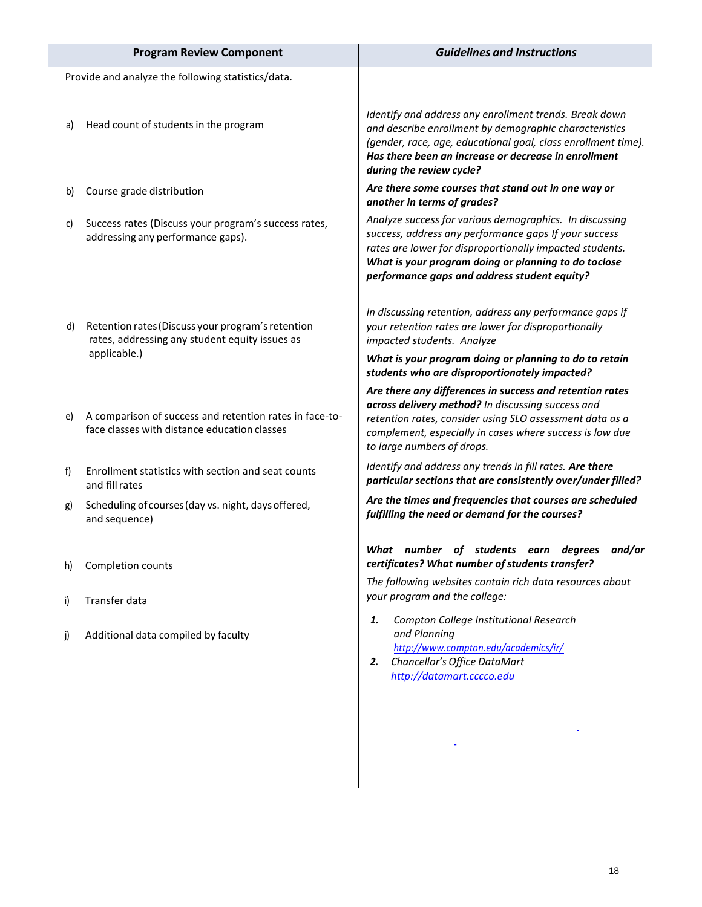| **Program Review Component** | ***Guidelines and Instructions*** |
|---|---|
| Provide and <u>analyze</u> the following statistics/data. | |
| a) Head count of students in the program | *Identify and address any enrollment trends. Break down and describe enrollment by demographic characteristics (gender, race, age, educational goal, class enrollment time).* ***Has there been an increase or decrease in enrollment during the review cycle?*** |
| b) Course grade distribution | ***Are there some courses that stand out in one way or another in terms of grades?*** |
| c) Success rates (Discuss your program's success rates, addressing any performance gaps). | *Analyze success for various demographics. In discussing success, address any performance gaps If your success rates are lower for disproportionally impacted students.* ***What is your program doing or planning to do toclose performance gaps and address student equity?*** |
| d) Retention rates (Discuss your program's retention rates, addressing any student equity issues as applicable.) | *In discussing retention, address any performance gaps if your retention rates are lower for disproportionally impacted students. Analyze* ***What is your program doing or planning to do to retain students who are disproportionately impacted?*** |
| e) A comparison of success and retention rates in face-to-face classes with distance education classes | ***Are there any differences in success and retention rates across delivery method?*** *In discussing success and retention rates, consider using SLO assessment data as a complement, especially in cases where success is low due to large numbers of drops.* |
| f) Enrollment statistics with section and seat counts and fill rates | *Identify and address any trends in fill rates.* ***Are there particular sections that are consistently over/under filled?*** |
| g) Scheduling of courses (day vs. night, days offered, and sequence) | ***Are the times and frequencies that courses are scheduled fulfilling the need or demand for the courses?*** |
| h) Completion counts<br><br>i) Transfer data<br><br>j) Additional data compiled by faculty | ***What number of students earn degrees and/or certificates? What number of students transfer?***<br><br>*The following websites contain rich data resources about your program and the college:*<br><br>***1.*** *Compton College Institutional Research and Planning* *http://www.compton.edu/academics/ir/*<br>***2.*** *Chancellor's Office DataMart* *http://datamart.cccco.edu* |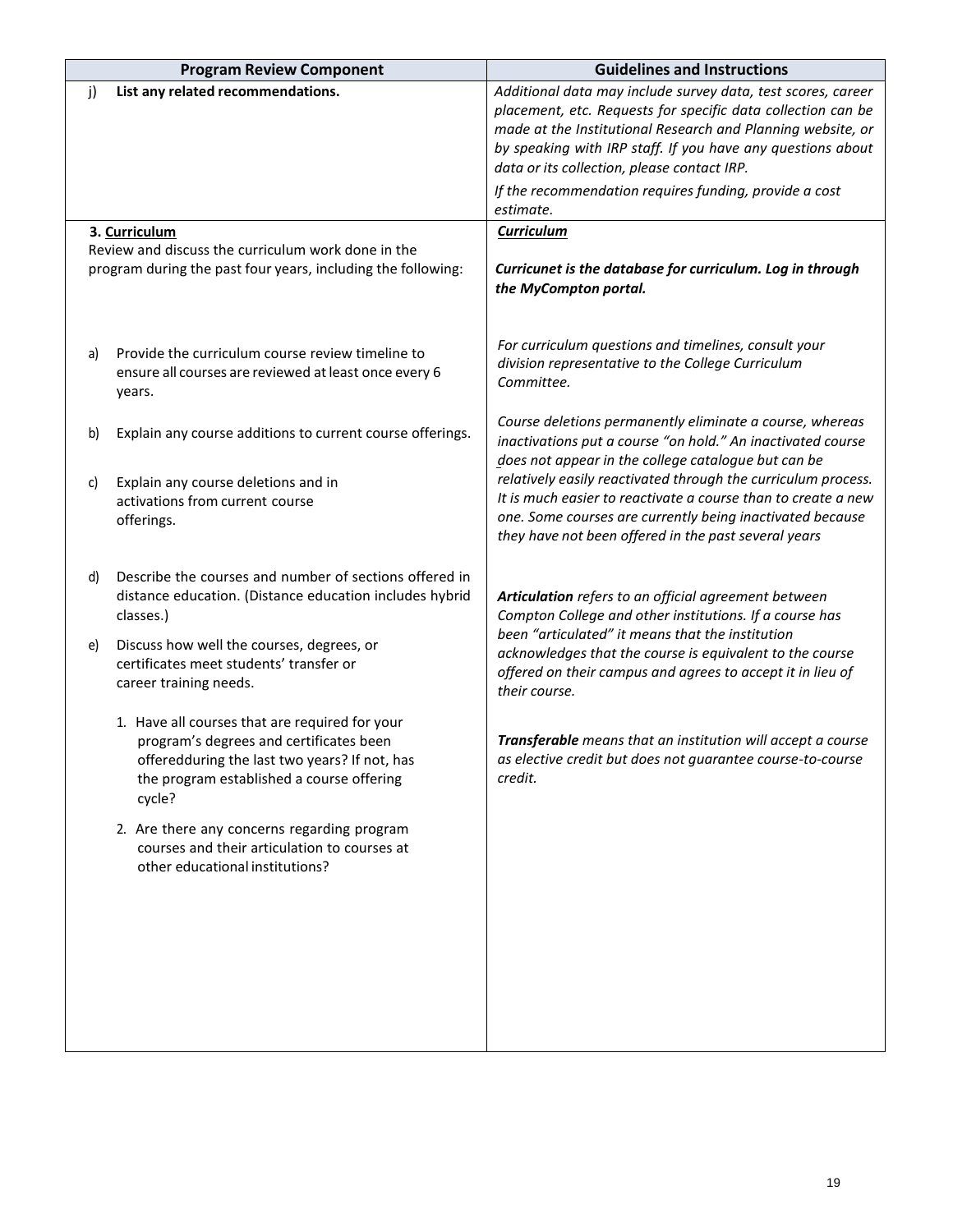| Program Review Component | Guidelines and Instructions |
|---|---|
| j) **List any related recommendations.** | *Additional data may include survey data, test scores, career placement, etc. Requests for specific data collection can be made at the Institutional Research and Planning website, or by speaking with IRP staff. If you have any questions about data or its collection, please contact IRP.*<br><br>*If the recommendation requires funding, provide a cost estimate.* |
| **3. <u>Curriculum</u>**<br>Review and discuss the curriculum work done in the program during the past four years, including the following:<br><br>a) Provide the curriculum course review timeline to ensure all courses are reviewed at least once every 6 years.<br><br>b) Explain any course additions to current course offerings.<br><br>c) Explain any course deletions and in activations from current course offerings.<br><br>d) Describe the courses and number of sections offered in distance education. (Distance education includes hybrid classes.)<br><br>e) Discuss how well the courses, degrees, or certificates meet students' transfer or career training needs.<br><br>1. Have all courses that are required for your program's degrees and certificates been offeredduring the last two years? If not, has the program established a course offering cycle?<br><br>2. Are there any concerns regarding program courses and their articulation to courses at other educational institutions? | ***<u>Curriculum</u>***<br><br>***Curricunet is the database for curriculum. Log in through the MyCompton portal.***<br><br>*For curriculum questions and timelines, consult your division representative to the College Curriculum Committee.*<br><br>*Course deletions permanently eliminate a course, whereas inactivations put a course "on hold." An inactivated course does not appear in the college catalogue but can be relatively easily reactivated through the curriculum process. It is much easier to reactivate a course than to create a new one. Some courses are currently being inactivated because they have not been offered in the past several years*<br><br>***Articulation*** *refers to an official agreement between Compton College and other institutions. If a course has been "articulated" it means that the institution acknowledges that the course is equivalent to the course offered on their campus and agrees to accept it in lieu of their course.*<br><br>***Transferable*** *means that an institution will accept a course as elective credit but does not guarantee course-to-course credit.* |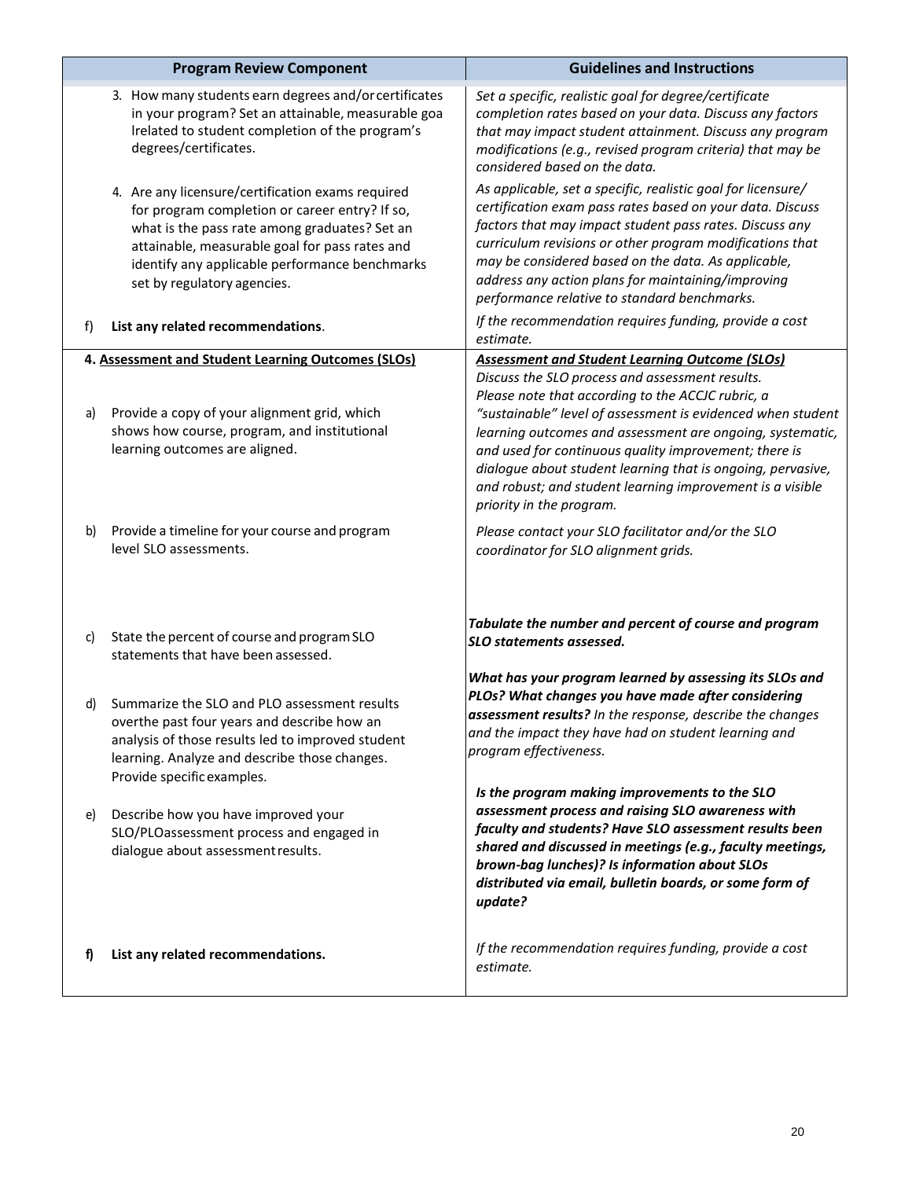| Program Review Component | Guidelines and Instructions |
|---|---|
| 3. How many students earn degrees and/or certificates in your program? Set an attainable, measurable goa lrelated to student completion of the program's degrees/certificates. | *Set a specific, realistic goal for degree/certificate completion rates based on your data. Discuss any factors that may impact student attainment. Discuss any program modifications (e.g., revised program criteria) that may be considered based on the data.* |
| 4. Are any licensure/certification exams required for program completion or career entry? If so, what is the pass rate among graduates? Set an attainable, measurable goal for pass rates and identify any applicable performance benchmarks set by regulatory agencies. | *As applicable, set a specific, realistic goal for licensure/ certification exam pass rates based on your data. Discuss factors that may impact student pass rates. Discuss any curriculum revisions or other program modifications that may be considered based on the data. As applicable, address any action plans for maintaining/improving performance relative to standard benchmarks.* |
| f) **List any related recommendations**. | *If the recommendation requires funding, provide a cost estimate.* |
| **4. <u>Assessment and Student Learning Outcomes (SLOs)</u>** | ***<u>Assessment and Student Learning Outcome (SLOs)</u>*** *Discuss the SLO process and assessment results. Please note that according to the ACCJC rubric, a "sustainable" level of assessment is evidenced when student learning outcomes and assessment are ongoing, systematic, and used for continuous quality improvement; there is dialogue about student learning that is ongoing, pervasive, and robust; and student learning improvement is a visible priority in the program.* |
| a) Provide a copy of your alignment grid, which shows how course, program, and institutional learning outcomes are aligned. | |
| b) Provide a timeline for your course and program level SLO assessments. | *Please contact your SLO facilitator and/or the SLO coordinator for SLO alignment grids.* |
| c) State the percent of course and program SLO statements that have been assessed. | ***Tabulate the number and percent of course and program SLO statements assessed.*** |
| d) Summarize the SLO and PLO assessment results overthe past four years and describe how an analysis of those results led to improved student learning. Analyze and describe those changes. Provide specific examples. | ***What has your program learned by assessing its SLOs and PLOs? What changes you have made after considering assessment results?*** *In the response, describe the changes and the impact they have had on student learning and program effectiveness.* |
| e) Describe how you have improved your SLO/PLOassessment process and engaged in dialogue about assessment results. | ***Is the program making improvements to the SLO assessment process and raising SLO awareness with faculty and students? Have SLO assessment results been shared and discussed in meetings (e.g., faculty meetings, brown-bag lunches)? Is information about SLOs distributed via email, bulletin boards, or some form of update?*** |
| **f) List any related recommendations.** | *If the recommendation requires funding, provide a cost estimate.* |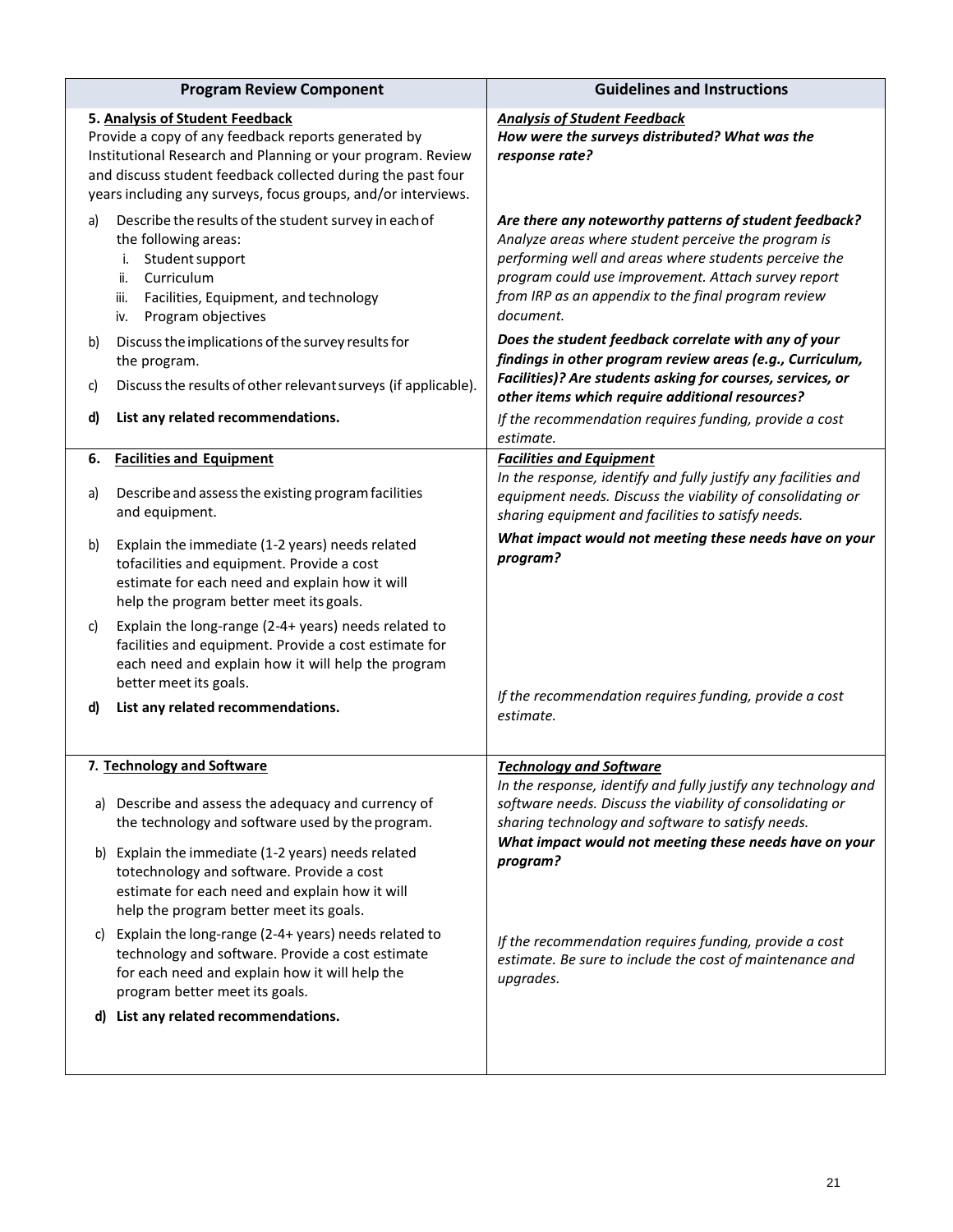| Program Review Component | Guidelines and Instructions |
|---|---|
| **5. <u>Analysis of Student Feedback</u>**<br>Provide a copy of any feedback reports generated by Institutional Research and Planning or your program. Review and discuss student feedback collected during the past four years including any surveys, focus groups, and/or interviews.<br><br>a) Describe the results of the student survey in each of the following areas:<br>i. Student support<br>ii. Curriculum<br>iii. Facilities, Equipment, and technology<br>iv. Program objectives<br><br>b) Discuss the implications of the survey results for the program.<br><br>c) Discuss the results of other relevant surveys (if applicable).<br><br>**d) List any related recommendations.** | ***<u>Analysis of Student Feedback</u>***<br>***How were the surveys distributed? What was the response rate?***<br><br>***Are there any noteworthy patterns of student feedback?*** *Analyze areas where student perceive the program is performing well and areas where students perceive the program could use improvement. Attach survey report from IRP as an appendix to the final program review document.*<br><br>***Does the student feedback correlate with any of your findings in other program review areas (e.g., Curriculum, Facilities)? Are students asking for courses, services, or other items which require additional resources?***<br><br>*If the recommendation requires funding, provide a cost estimate.* |
| **6. <u>Facilities and Equipment</u>**<br><br>a) Describe and assess the existing program facilities and equipment.<br><br>b) Explain the immediate (1-2 years) needs related tofacilities and equipment. Provide a cost estimate for each need and explain how it will help the program better meet its goals.<br><br>c) Explain the long-range (2-4+ years) needs related to facilities and equipment. Provide a cost estimate for each need and explain how it will help the program better meet its goals.<br><br>**d) List any related recommendations.** | ***<u>Facilities and Equipment</u>***<br>*In the response, identify and fully justify any facilities and equipment needs. Discuss the viability of consolidating or sharing equipment and facilities to satisfy needs.*<br><br>***What impact would not meeting these needs have on your program?***<br><br>*If the recommendation requires funding, provide a cost estimate.* |
| **7. <u>Technology and Software</u>**<br><br>a) Describe and assess the adequacy and currency of the technology and software used by the program.<br><br>b) Explain the immediate (1-2 years) needs related totechnology and software. Provide a cost estimate for each need and explain how it will help the program better meet its goals.<br><br>c) Explain the long-range (2-4+ years) needs related to technology and software. Provide a cost estimate for each need and explain how it will help the program better meet its goals.<br><br>**d) List any related recommendations.** | ***<u>Technology and Software</u>***<br>*In the response, identify and fully justify any technology and software needs. Discuss the viability of consolidating or sharing technology and software to satisfy needs.*<br>***What impact would not meeting these needs have on your program?***<br><br>*If the recommendation requires funding, provide a cost estimate. Be sure to include the cost of maintenance and upgrades.* |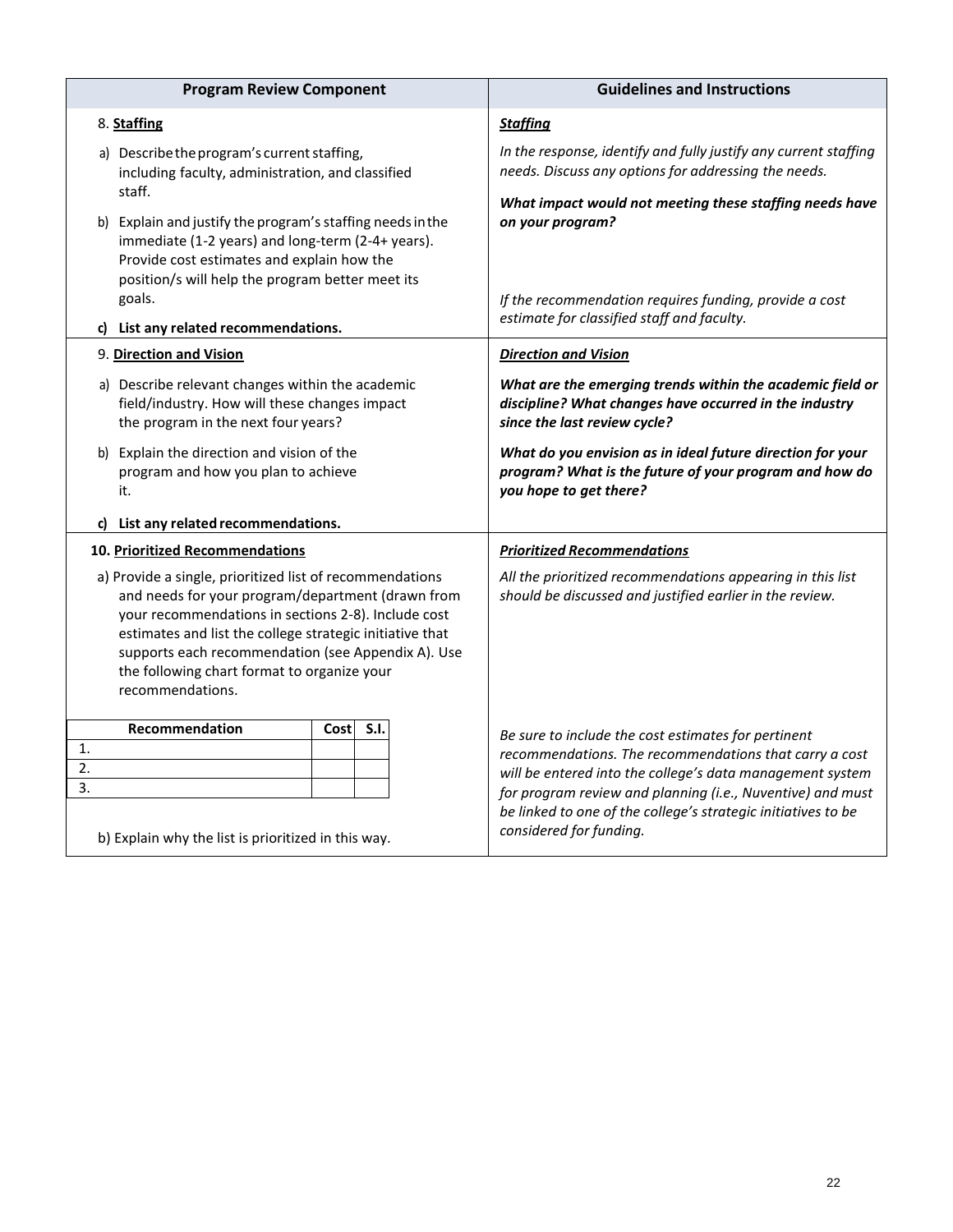| Program Review Component | Guidelines and Instructions |
|---|---|
| 8. **<u>Staffing</u>**<br><br>a) Describe the program's current staffing, including faculty, administration, and classified staff.<br><br>b) Explain and justify the program's staffing needs in the immediate (1-2 years) and long-term (2-4+ years). Provide cost estimates and explain how the position/s will help the program better meet its goals.<br><br>**c) List any related recommendations.** | ***<u>Staffing</u>***<br><br>*In the response, identify and fully justify any current staffing needs. Discuss any options for addressing the needs.*<br><br>***What impact would not meeting these staffing needs have on your program?***<br><br>*If the recommendation requires funding, provide a cost estimate for classified staff and faculty.* |
| 9. **<u>Direction and Vision</u>**<br><br>a) Describe relevant changes within the academic field/industry. How will these changes impact the program in the next four years?<br><br>b) Explain the direction and vision of the program and how you plan to achieve it.<br><br>**c) List any related recommendations.** | ***<u>Direction and Vision</u>***<br><br>***What are the emerging trends within the academic field or discipline? What changes have occurred in the industry since the last review cycle?***<br><br>***What do you envision as in ideal future direction for your program? What is the future of your program and how do you hope to get there?*** |
| **10. <u>Prioritized Recommendations</u>**<br><br>a) Provide a single, prioritized list of recommendations and needs for your program/department (drawn from your recommendations in sections 2-8). Include cost estimates and list the college strategic initiative that supports each recommendation (see Appendix A). Use the following chart format to organize your recommendations.<br><br>(see chart below)<br><br>b) Explain why the list is prioritized in this way. | ***<u>Prioritized Recommendations</u>***<br><br>*All the prioritized recommendations appearing in this list should be discussed and justified earlier in the review.*<br><br>*Be sure to include the cost estimates for pertinent recommendations. The recommendations that carry a cost will be entered into the college's data management system for program review and planning (i.e., Nuventive) and must be linked to one of the college's strategic initiatives to be considered for funding.* |

| Recommendation | Cost | S.I. |
|---|---|---|
| 1. | | |
| 2. | | |
| 3. | | |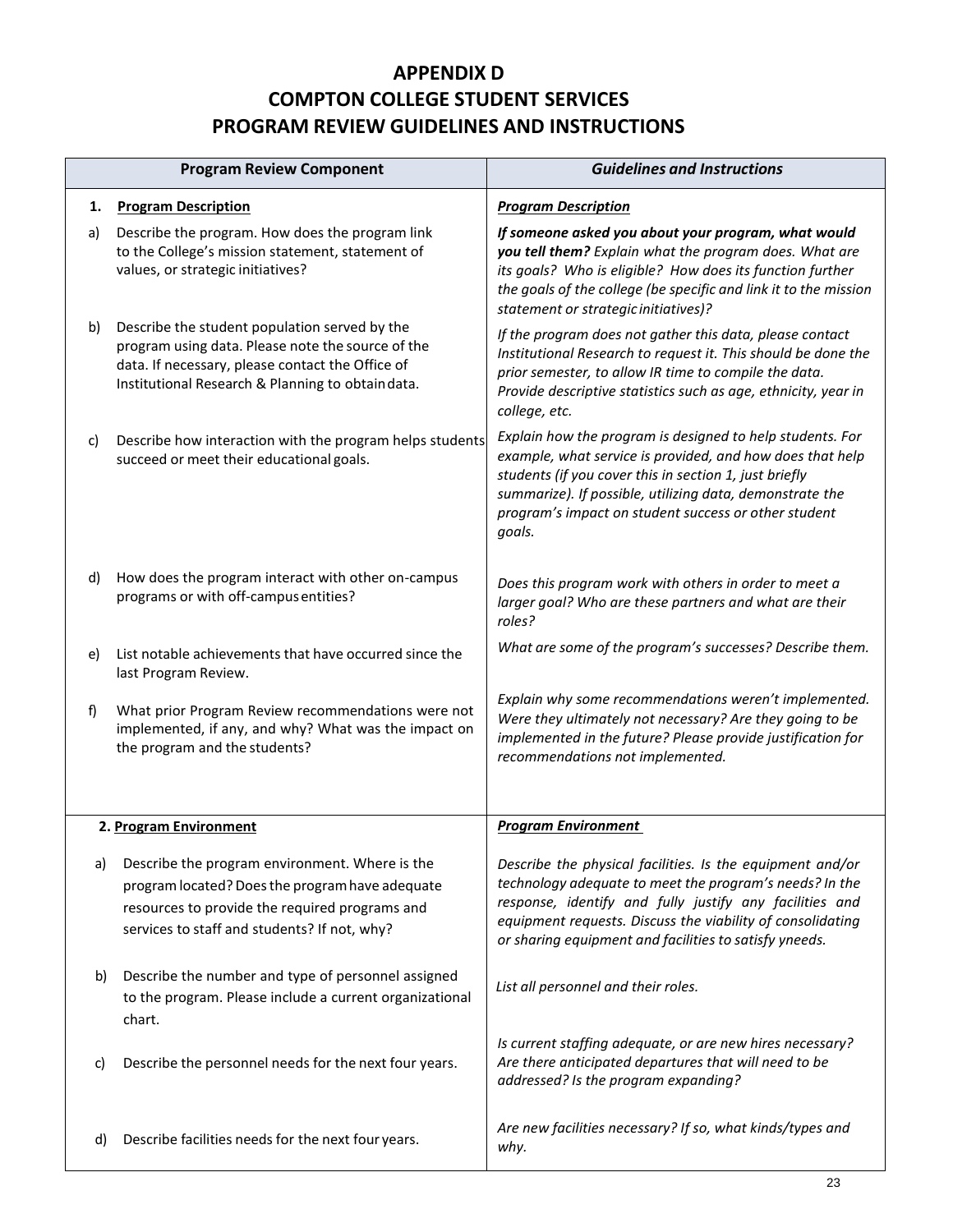# APPENDIX D
# COMPTON COLLEGE STUDENT SERVICES
# PROGRAM REVIEW GUIDELINES AND INSTRUCTIONS

| Program Review Component | *Guidelines and Instructions* |
|---|---|
| **1. <u>Program Description</u>** | ***<u>Program Description</u>*** |
| a) Describe the program. How does the program link to the College's mission statement, statement of values, or strategic initiatives? | ***If someone asked you about your program, what would you tell them?*** *Explain what the program does. What are its goals? Who is eligible? How does its function further the goals of the college (be specific and link it to the mission statement or strategic initiatives)?* |
| b) Describe the student population served by the program using data. Please note the source of the data. If necessary, please contact the Office of Institutional Research & Planning to obtain data. | *If the program does not gather this data, please contact Institutional Research to request it. This should be done the prior semester, to allow IR time to compile the data. Provide descriptive statistics such as age, ethnicity, year in college, etc.* |
| c) Describe how interaction with the program helps students succeed or meet their educational goals. | *Explain how the program is designed to help students. For example, what service is provided, and how does that help students (if you cover this in section 1, just briefly summarize). If possible, utilizing data, demonstrate the program's impact on student success or other student goals.* |
| d) How does the program interact with other on-campus programs or with off-campus entities? | *Does this program work with others in order to meet a larger goal? Who are these partners and what are their roles?* |
| e) List notable achievements that have occurred since the last Program Review. | *What are some of the program's successes? Describe them.* |
| f) What prior Program Review recommendations were not implemented, if any, and why? What was the impact on the program and the students? | *Explain why some recommendations weren't implemented. Were they ultimately not necessary? Are they going to be implemented in the future? Please provide justification for recommendations not implemented.* |
| **2. <u>Program Environment</u>** | ***<u>Program Environment</u>*** |
| a) Describe the program environment. Where is the program located? Does the program have adequate resources to provide the required programs and services to staff and students? If not, why? | *Describe the physical facilities. Is the equipment and/or technology adequate to meet the program's needs? In the response, identify and fully justify any facilities and equipment requests. Discuss the viability of consolidating or sharing equipment and facilities to satisfy yneeds.* |
| b) Describe the number and type of personnel assigned to the program. Please include a current organizational chart. | *List all personnel and their roles.* |
| c) Describe the personnel needs for the next four years. | *Is current staffing adequate, or are new hires necessary? Are there anticipated departures that will need to be addressed? Is the program expanding?* |
| d) Describe facilities needs for the next four years. | *Are new facilities necessary? If so, what kinds/types and why.* |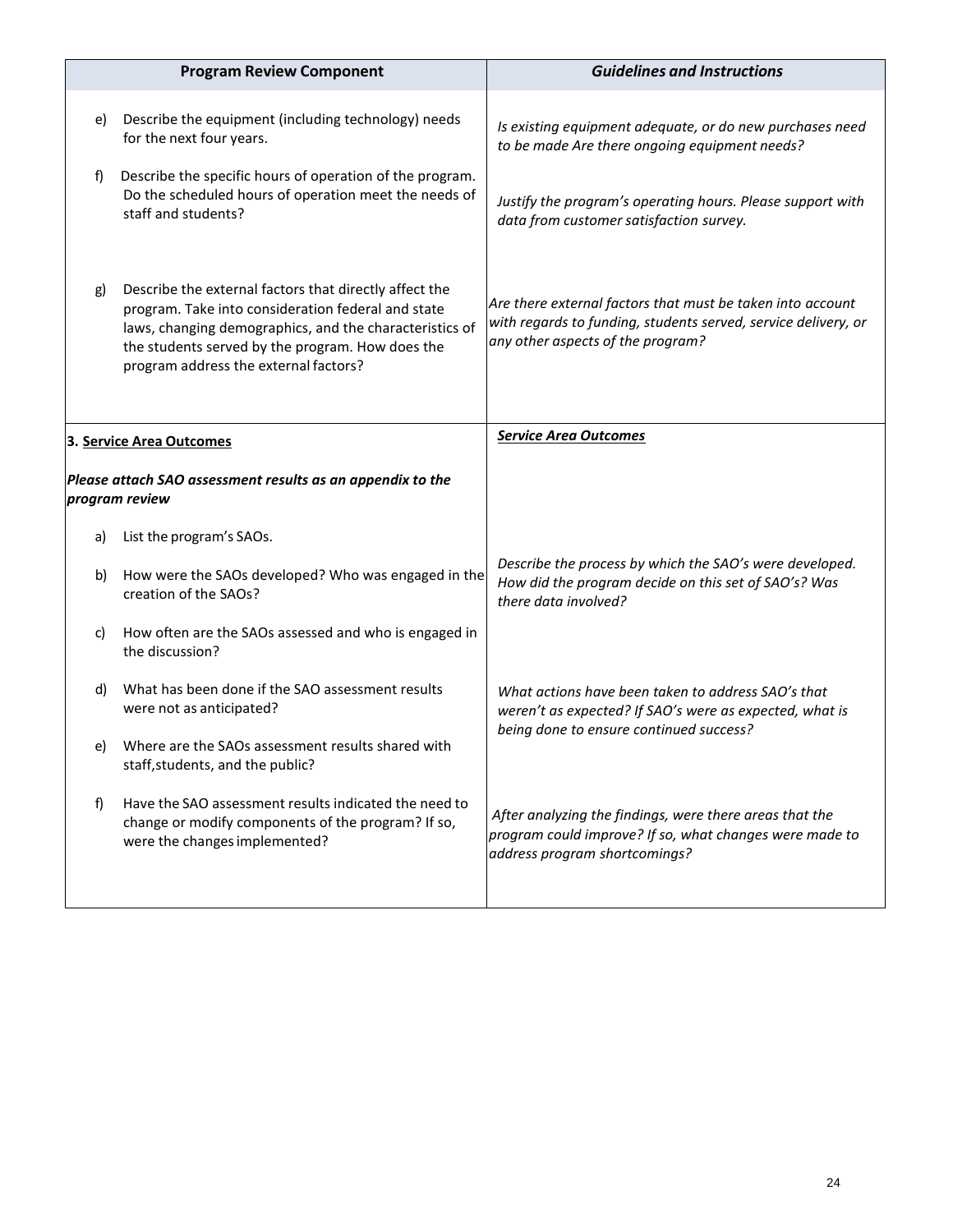| Program Review Component | *Guidelines and Instructions* |
|---|---|
| e) Describe the equipment (including technology) needs for the next four years. | *Is existing equipment adequate, or do new purchases need to be made Are there ongoing equipment needs?* |
| f) Describe the specific hours of operation of the program. Do the scheduled hours of operation meet the needs of staff and students? | *Justify the program's operating hours. Please support with data from customer satisfaction survey.* |
| g) Describe the external factors that directly affect the program. Take into consideration federal and state laws, changing demographics, and the characteristics of the students served by the program. How does the program address the external factors? | *Are there external factors that must be taken into account with regards to funding, students served, service delivery, or any other aspects of the program?* |
| **3. <u>Service Area Outcomes</u>**<br><br>***Please attach SAO assessment results as an appendix to the program review*** | ***<u>Service Area Outcomes</u>*** |
| a) List the program's SAOs. | |
| b) How were the SAOs developed? Who was engaged in the creation of the SAOs? | *Describe the process by which the SAO's were developed. How did the program decide on this set of SAO's? Was there data involved?* |
| c) How often are the SAOs assessed and who is engaged in the discussion? | |
| d) What has been done if the SAO assessment results were not as anticipated? | *What actions have been taken to address SAO's that weren't as expected? If SAO's were as expected, what is being done to ensure continued success?* |
| e) Where are the SAOs assessment results shared with staff,students, and the public? | |
| f) Have the SAO assessment results indicated the need to change or modify components of the program? If so, were the changes implemented? | *After analyzing the findings, were there areas that the program could improve? If so, what changes were made to address program shortcomings?* |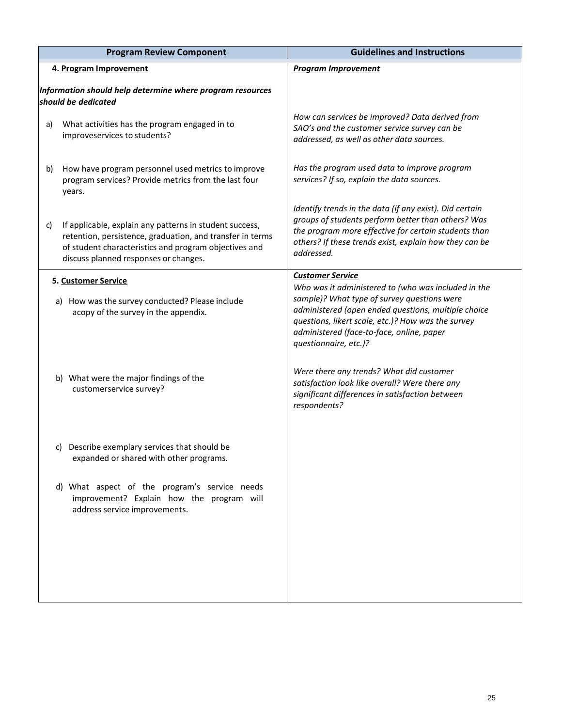| Program Review Component | Guidelines and Instructions |
|---|---|
| **4. <u>Program Improvement</u>**<br><br>***Information should help determine where program resources should be dedicated*** | ***<u>Program Improvement</u>*** |
| a) What activities has the program engaged in to improveservices to students? | *How can services be improved? Data derived from SAO's and the customer service survey can be addressed, as well as other data sources.* |
| b) How have program personnel used metrics to improve program services? Provide metrics from the last four years. | *Has the program used data to improve program services? If so, explain the data sources.* |
| c) If applicable, explain any patterns in student success, retention, persistence, graduation, and transfer in terms of student characteristics and program objectives and discuss planned responses or changes. | *Identify trends in the data (if any exist). Did certain groups of students perform better than others? Was the program more effective for certain students than others? If these trends exist, explain how they can be addressed.* |
| **5. <u>Customer Service</u>**<br><br>a) How was the survey conducted? Please include acopy of the survey in the appendix. | ***<u>Customer Service</u>***<br>*Who was it administered to (who was included in the sample)? What type of survey questions were administered (open ended questions, multiple choice questions, likert scale, etc.)? How was the survey administered (face-to-face, online, paper questionnaire, etc.)?* |
| b) What were the major findings of the customerservice survey? | *Were there any trends? What did customer satisfaction look like overall? Were there any significant differences in satisfaction between respondents?* |
| c) Describe exemplary services that should be expanded or shared with other programs. | |
| d) What aspect of the program's service needs improvement? Explain how the program will address service improvements. | |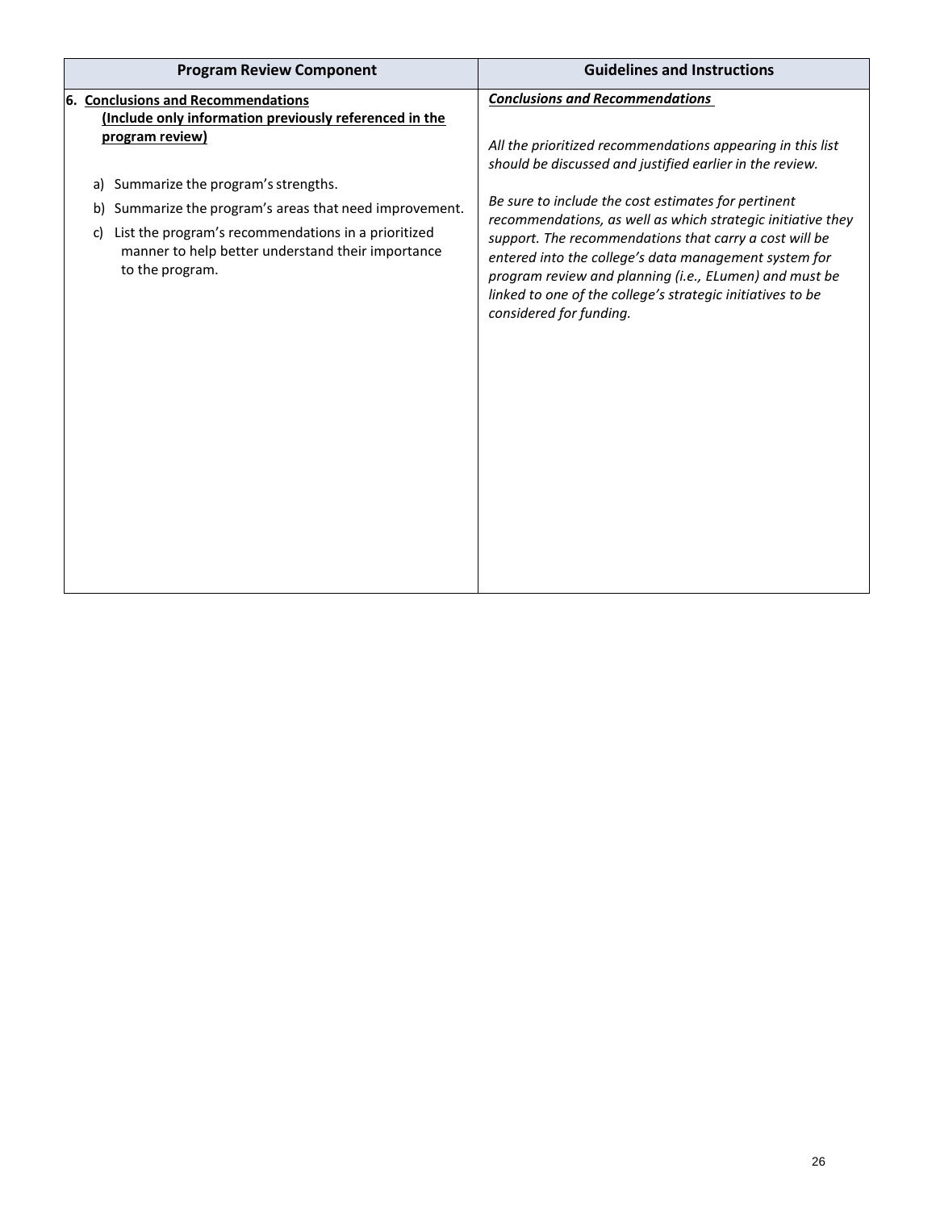| Program Review Component | Guidelines and Instructions |
|---|---|
| **6. <u>Conclusions and Recommendations</u>**<br>**<u>(Include only information previously referenced in the program review)</u>**<br><br>a) Summarize the program's strengths.<br>b) Summarize the program's areas that need improvement.<br>c) List the program's recommendations in a prioritized manner to help better understand their importance to the program. | ***<u>Conclusions and Recommendations</u>***<br><br>*All the prioritized recommendations appearing in this list should be discussed and justified earlier in the review.*<br><br>*Be sure to include the cost estimates for pertinent recommendations, as well as which strategic initiative they support. The recommendations that carry a cost will be entered into the college's data management system for program review and planning (i.e., ELumen) and must be linked to one of the college's strategic initiatives to be considered for funding.* |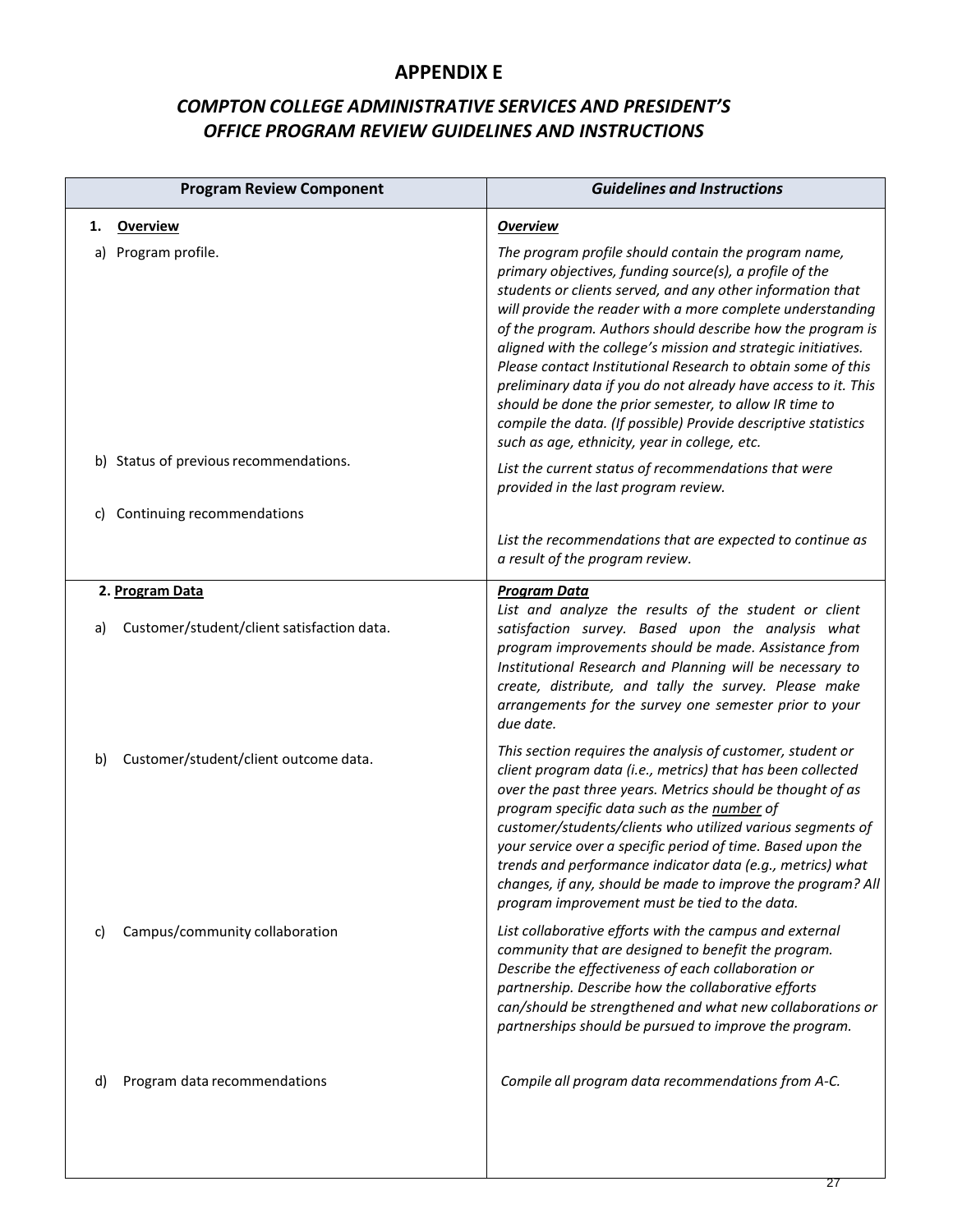# APPENDIX E

## *COMPTON COLLEGE ADMINISTRATIVE SERVICES AND PRESIDENT'S OFFICE PROGRAM REVIEW GUIDELINES AND INSTRUCTIONS*

| Program Review Component | *Guidelines and Instructions* |
|---|---|
| **1. Overview** | ***Overview*** |
| a) Program profile. | *The program profile should contain the program name, primary objectives, funding source(s), a profile of the students or clients served, and any other information that will provide the reader with a more complete understanding of the program. Authors should describe how the program is aligned with the college's mission and strategic initiatives. Please contact Institutional Research to obtain some of this preliminary data if you do not already have access to it. This should be done the prior semester, to allow IR time to compile the data. (If possible) Provide descriptive statistics such as age, ethnicity, year in college, etc.* |
| b) Status of previous recommendations. | *List the current status of recommendations that were provided in the last program review.* |
| c) Continuing recommendations | *List the recommendations that are expected to continue as a result of the program review.* |
| **2. Program Data** | ***Program Data*** |
| a) Customer/student/client satisfaction data. | *List and analyze the results of the student or client satisfaction survey. Based upon the analysis what program improvements should be made. Assistance from Institutional Research and Planning will be necessary to create, distribute, and tally the survey. Please make arrangements for the survey one semester prior to your due date.* |
| b) Customer/student/client outcome data. | *This section requires the analysis of customer, student or client program data (i.e., metrics) that has been collected over the past three years. Metrics should be thought of as program specific data such as the number of customer/students/clients who utilized various segments of your service over a specific period of time. Based upon the trends and performance indicator data (e.g., metrics) what changes, if any, should be made to improve the program? All program improvement must be tied to the data.* |
| c) Campus/community collaboration | *List collaborative efforts with the campus and external community that are designed to benefit the program. Describe the effectiveness of each collaboration or partnership. Describe how the collaborative efforts can/should be strengthened and what new collaborations or partnerships should be pursued to improve the program.* |
| d) Program data recommendations | *Compile all program data recommendations from A-C.* |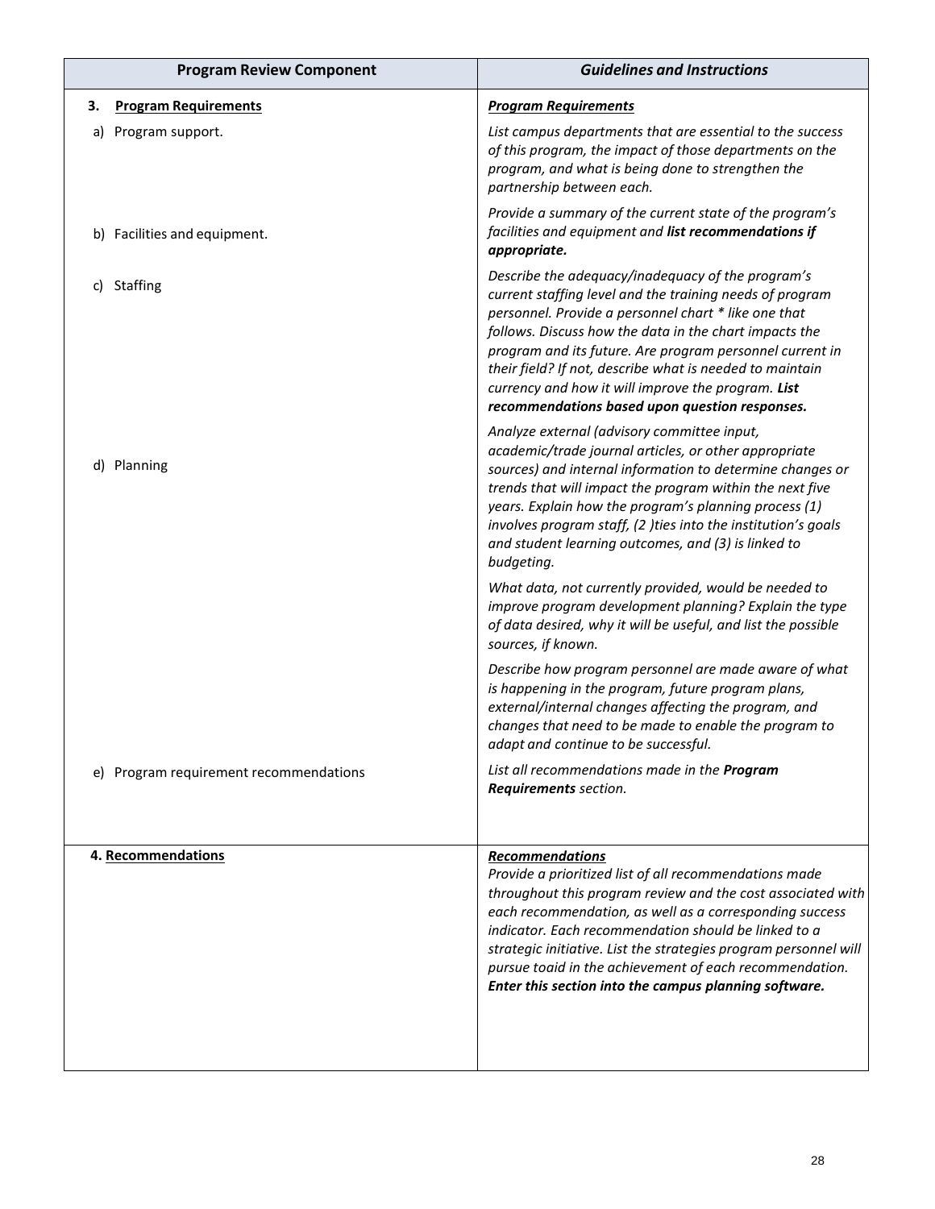| Program Review Component | *Guidelines and Instructions* |
|---|---|
| **3. Program Requirements** | ***Program Requirements*** |
| a) Program support. | *List campus departments that are essential to the success of this program, the impact of those departments on the program, and what is being done to strengthen the partnership between each.* |
| b) Facilities and equipment. | *Provide a summary of the current state of the program's facilities and equipment and **list recommendations if appropriate.*** |
| c) Staffing | *Describe the adequacy/inadequacy of the program's current staffing level and the training needs of program personnel. Provide a personnel chart * like one that follows. Discuss how the data in the chart impacts the program and its future. Are program personnel current in their field? If not, describe what is needed to maintain currency and how it will improve the program. **List recommendations based upon question responses.*** |
| d) Planning | *Analyze external (advisory committee input, academic/trade journal articles, or other appropriate sources) and internal information to determine changes or trends that will impact the program within the next five years. Explain how the program's planning process (1) involves program staff, (2 )ties into the institution's goals and student learning outcomes, and (3) is linked to budgeting.*<br><br>*What data, not currently provided, would be needed to improve program development planning? Explain the type of data desired, why it will be useful, and list the possible sources, if known.*<br><br>*Describe how program personnel are made aware of what is happening in the program, future program plans, external/internal changes affecting the program, and changes that need to be made to enable the program to adapt and continue to be successful.* |
| e) Program requirement recommendations | *List all recommendations made in the **Program Requirements** section.* |
| **4. Recommendations** | ***Recommendations***<br>*Provide a prioritized list of all recommendations made throughout this program review and the cost associated with each recommendation, as well as a corresponding success indicator. Each recommendation should be linked to a strategic initiative. List the strategies program personnel will pursue toaid in the achievement of each recommendation.* ***Enter this section into the campus planning software.*** |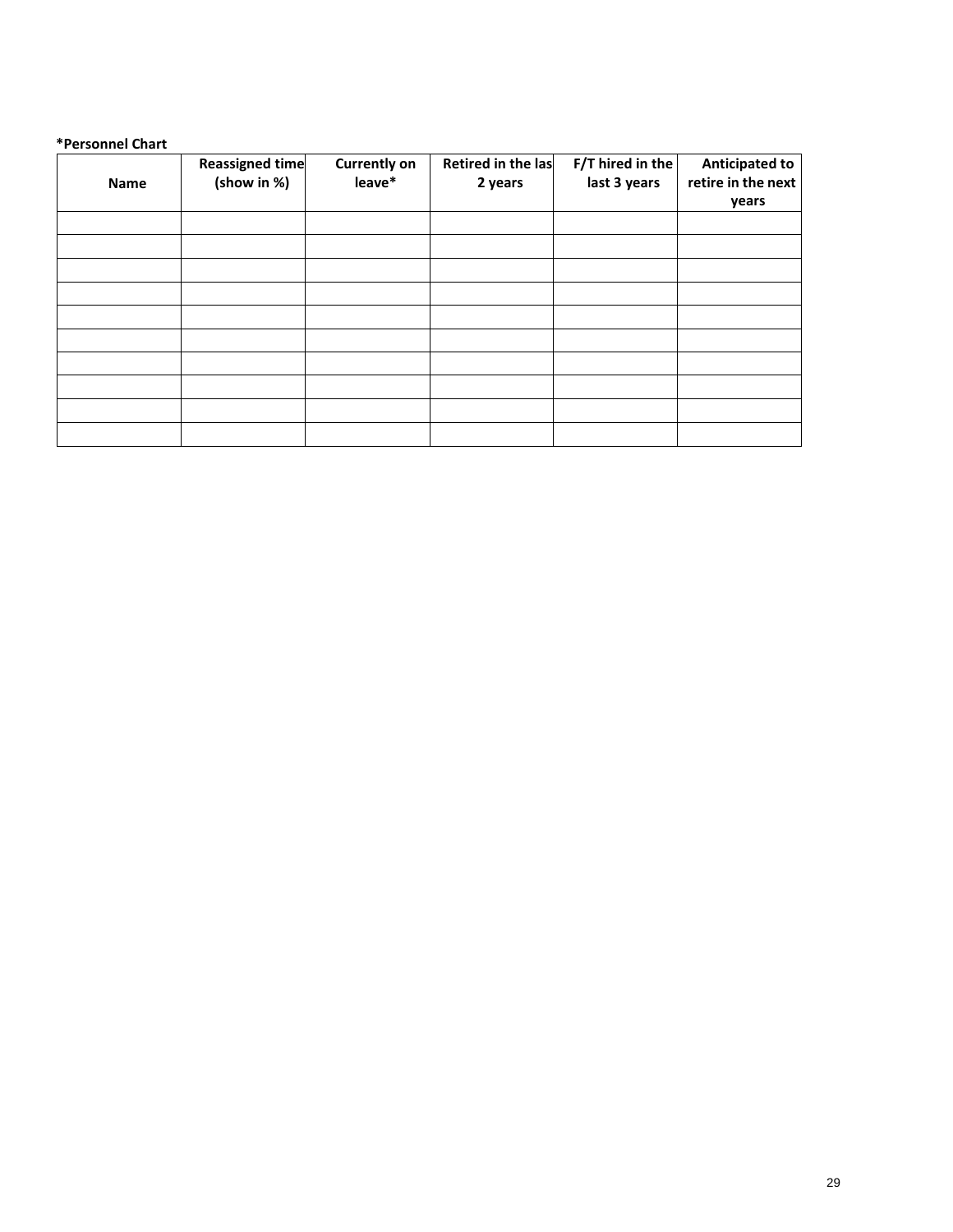**\*Personnel Chart**

| Name | Reassigned time (show in %) | Currently on leave* | Retired in the las 2 years | F/T hired in the last 3 years | Anticipated to retire in the next years |
| --- | --- | --- | --- | --- | --- |
| | | | | | |
| | | | | | |
| | | | | | |
| | | | | | |
| | | | | | |
| | | | | | |
| | | | | | |
| | | | | | |
| | | | | | |
| | | | | | |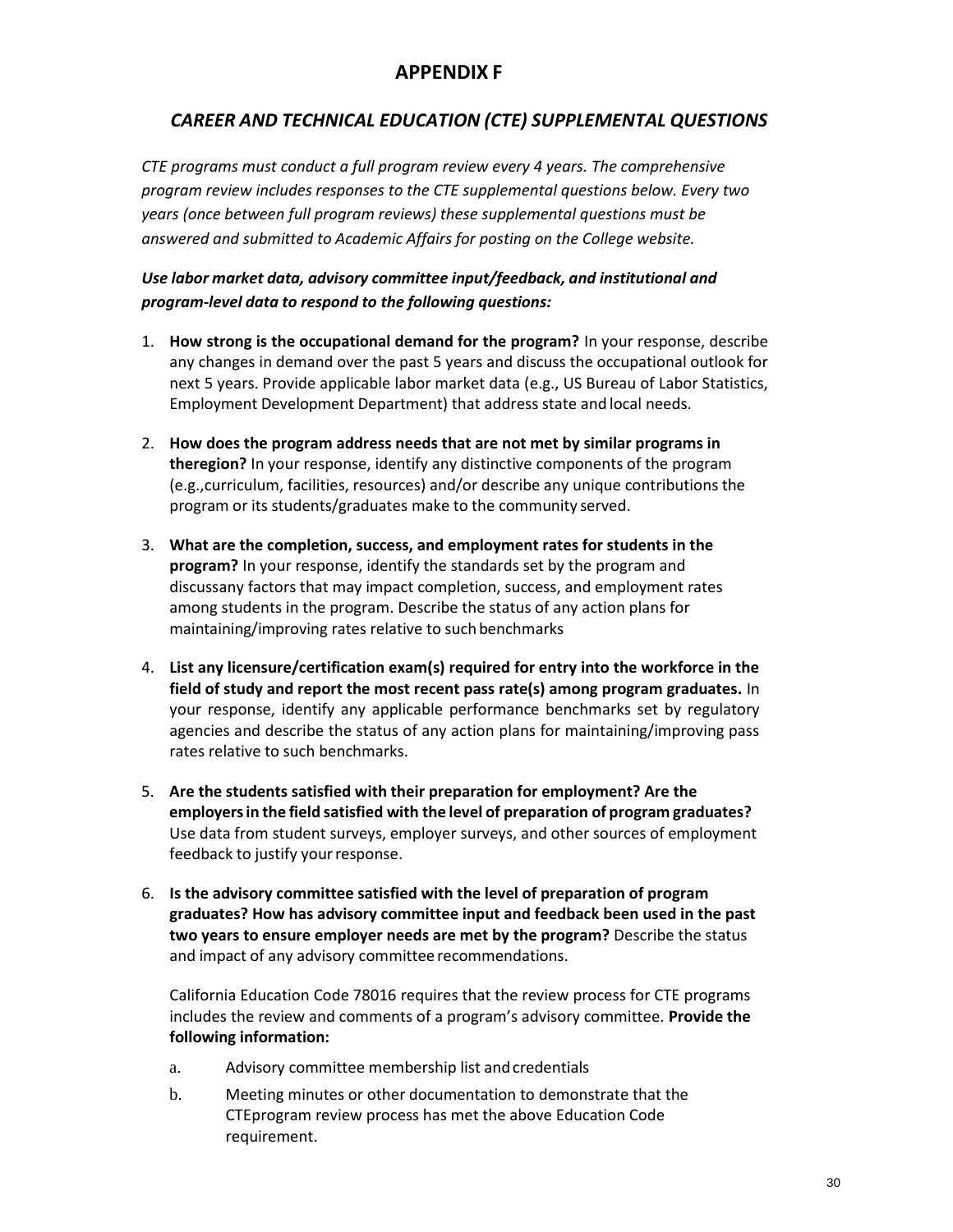# APPENDIX F

## *CAREER AND TECHNICAL EDUCATION (CTE) SUPPLEMENTAL QUESTIONS*

*CTE programs must conduct a full program review every 4 years. The comprehensive program review includes responses to the CTE supplemental questions below. Every two years (once between full program reviews) these supplemental questions must be answered and submitted to Academic Affairs for posting on the College website.*

***Use labor market data, advisory committee input/feedback, and institutional and program-level data to respond to the following questions:***

1. **How strong is the occupational demand for the program?** In your response, describe any changes in demand over the past 5 years and discuss the occupational outlook for next 5 years. Provide applicable labor market data (e.g., US Bureau of Labor Statistics, Employment Development Department) that address state and local needs.

2. **How does the program address needs that are not met by similar programs in theregion?** In your response, identify any distinctive components of the program (e.g.,curriculum, facilities, resources) and/or describe any unique contributions the program or its students/graduates make to the community served.

3. **What are the completion, success, and employment rates for students in the program?** In your response, identify the standards set by the program and discussany factors that may impact completion, success, and employment rates among students in the program. Describe the status of any action plans for maintaining/improving rates relative to such benchmarks

4. **List any licensure/certification exam(s) required for entry into the workforce in the field of study and report the most recent pass rate(s) among program graduates.** In your response, identify any applicable performance benchmarks set by regulatory agencies and describe the status of any action plans for maintaining/improving pass rates relative to such benchmarks.

5. **Are the students satisfied with their preparation for employment? Are the employers in the field satisfied with the level of preparation of program graduates?** Use data from student surveys, employer surveys, and other sources of employment feedback to justify your response.

6. **Is the advisory committee satisfied with the level of preparation of program graduates? How has advisory committee input and feedback been used in the past two years to ensure employer needs are met by the program?** Describe the status and impact of any advisory committee recommendations.

   California Education Code 78016 requires that the review process for CTE programs includes the review and comments of a program's advisory committee. **Provide the following information:**

   a. Advisory committee membership list and credentials

   b. Meeting minutes or other documentation to demonstrate that the CTEprogram review process has met the above Education Code requirement.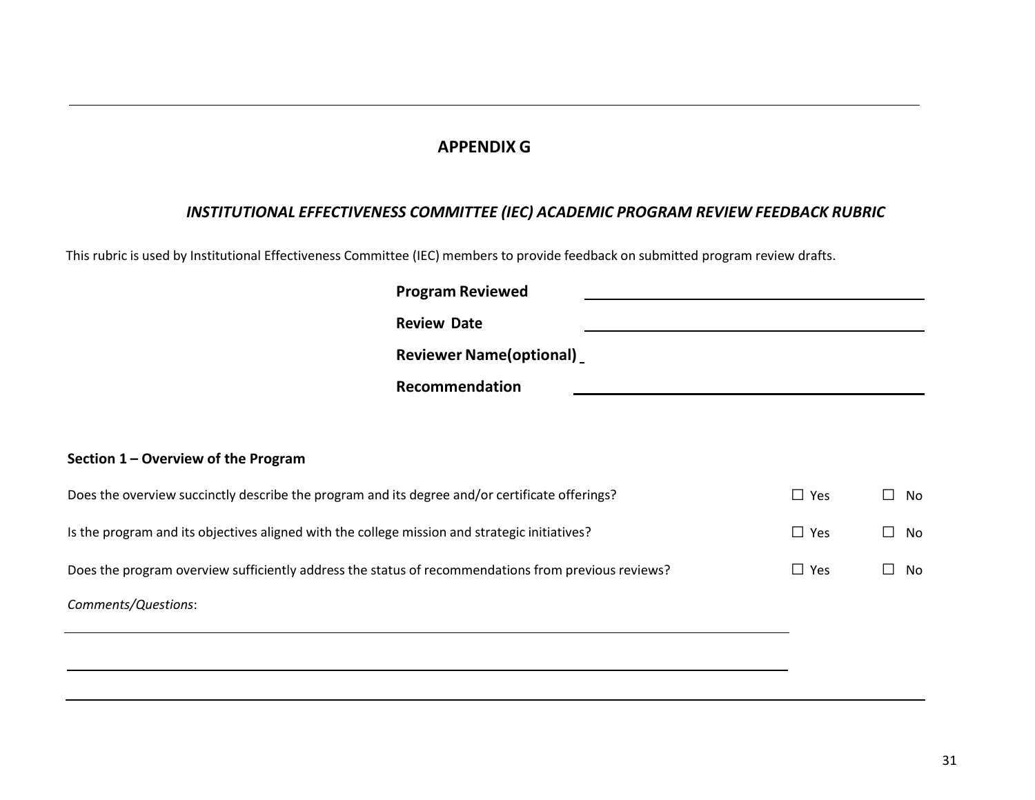# APPENDIX G

## *INSTITUTIONAL EFFECTIVENESS COMMITTEE (IEC) ACADEMIC PROGRAM REVIEW FEEDBACK RUBRIC*

This rubric is used by Institutional Effectiveness Committee (IEC) members to provide feedback on submitted program review drafts.

**Program Reviewed** ______________________________

**Review Date** ______________________________

**Reviewer Name(optional)** ______________________________

**Recommendation** ______________________________

### Section 1 – Overview of the Program

| | | |
|---|---|---|
| Does the overview succinctly describe the program and its degree and/or certificate offerings? | ☐ Yes | ☐ No |
| Is the program and its objectives aligned with the college mission and strategic initiatives? | ☐ Yes | ☐ No |
| Does the program overview sufficiently address the status of recommendations from previous reviews? | ☐ Yes | ☐ No |

*Comments/Questions*:

______________________________

______________________________

______________________________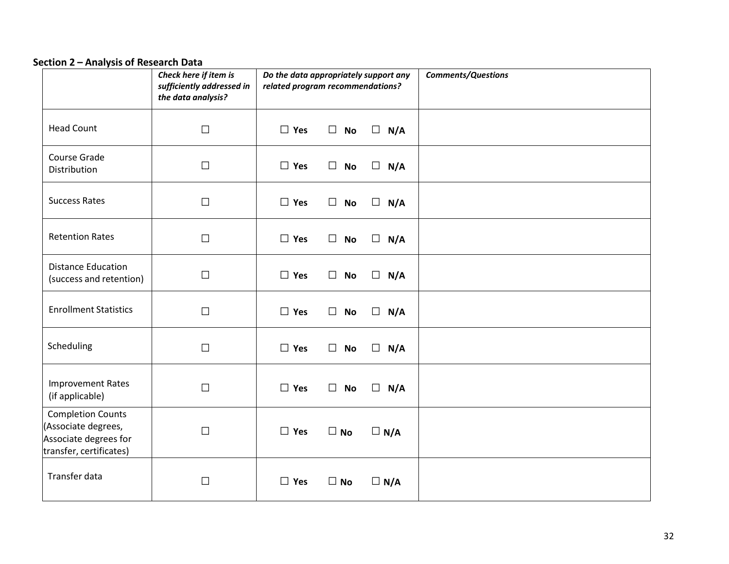**Section 2 – Analysis of Research Data**

| | *Check here if item is sufficiently addressed in the data analysis?* | *Do the data appropriately support any related program recommendations?* | *Comments/Questions* |
|---|---|---|---|
| Head Count | ☐ | ☐ **Yes** ☐ **No** ☐ **N/A** | |
| Course Grade Distribution | ☐ | ☐ **Yes** ☐ **No** ☐ **N/A** | |
| Success Rates | ☐ | ☐ **Yes** ☐ **No** ☐ **N/A** | |
| Retention Rates | ☐ | ☐ **Yes** ☐ **No** ☐ **N/A** | |
| Distance Education (success and retention) | ☐ | ☐ **Yes** ☐ **No** ☐ **N/A** | |
| Enrollment Statistics | ☐ | ☐ **Yes** ☐ **No** ☐ **N/A** | |
| Scheduling | ☐ | ☐ **Yes** ☐ **No** ☐ **N/A** | |
| Improvement Rates (if applicable) | ☐ | ☐ **Yes** ☐ **No** ☐ **N/A** | |
| Completion Counts (Associate degrees, Associate degrees for transfer, certificates) | ☐ | ☐ **Yes** ☐ **No** ☐ **N/A** | |
| Transfer data | ☐ | ☐ **Yes** ☐ **No** ☐ **N/A** | |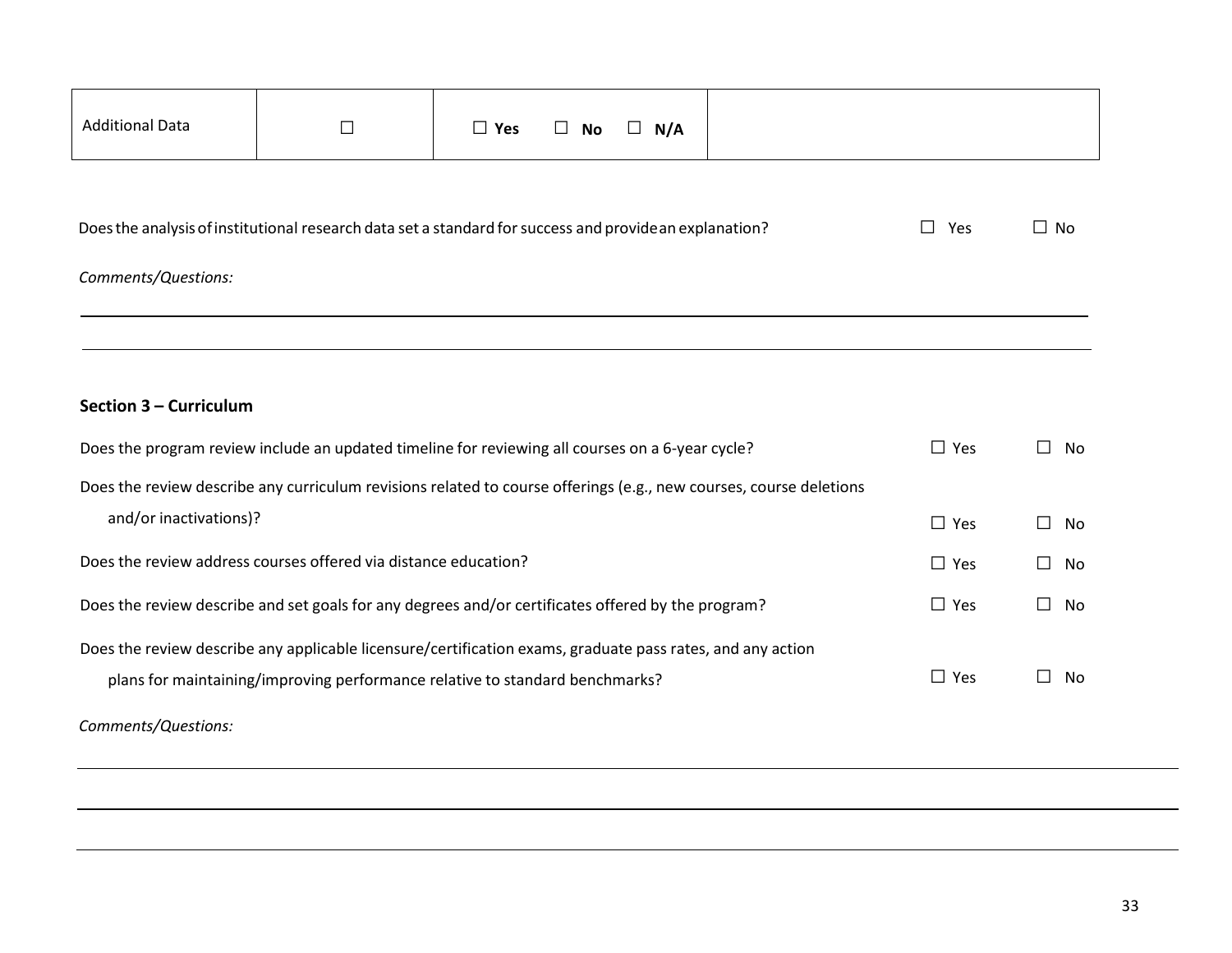| Additional Data | ☐ | ☐ **Yes** ☐ **No** ☐ **N/A** | |
|---|---|---|---|

Does the analysis of institutional research data set a standard for success and provide an explanation? ☐ Yes ☐ No

*Comments/Questions:*

---

---

**Section 3 – Curriculum**

Does the program review include an updated timeline for reviewing all courses on a 6-year cycle? ☐ Yes ☐ No

Does the review describe any curriculum revisions related to course offerings (e.g., new courses, course deletions and/or inactivations)? ☐ Yes ☐ No

Does the review address courses offered via distance education? ☐ Yes ☐ No

Does the review describe and set goals for any degrees and/or certificates offered by the program? ☐ Yes ☐ No

Does the review describe any applicable licensure/certification exams, graduate pass rates, and any action plans for maintaining/improving performance relative to standard benchmarks? ☐ Yes ☐ No

*Comments/Questions:*

---

---

---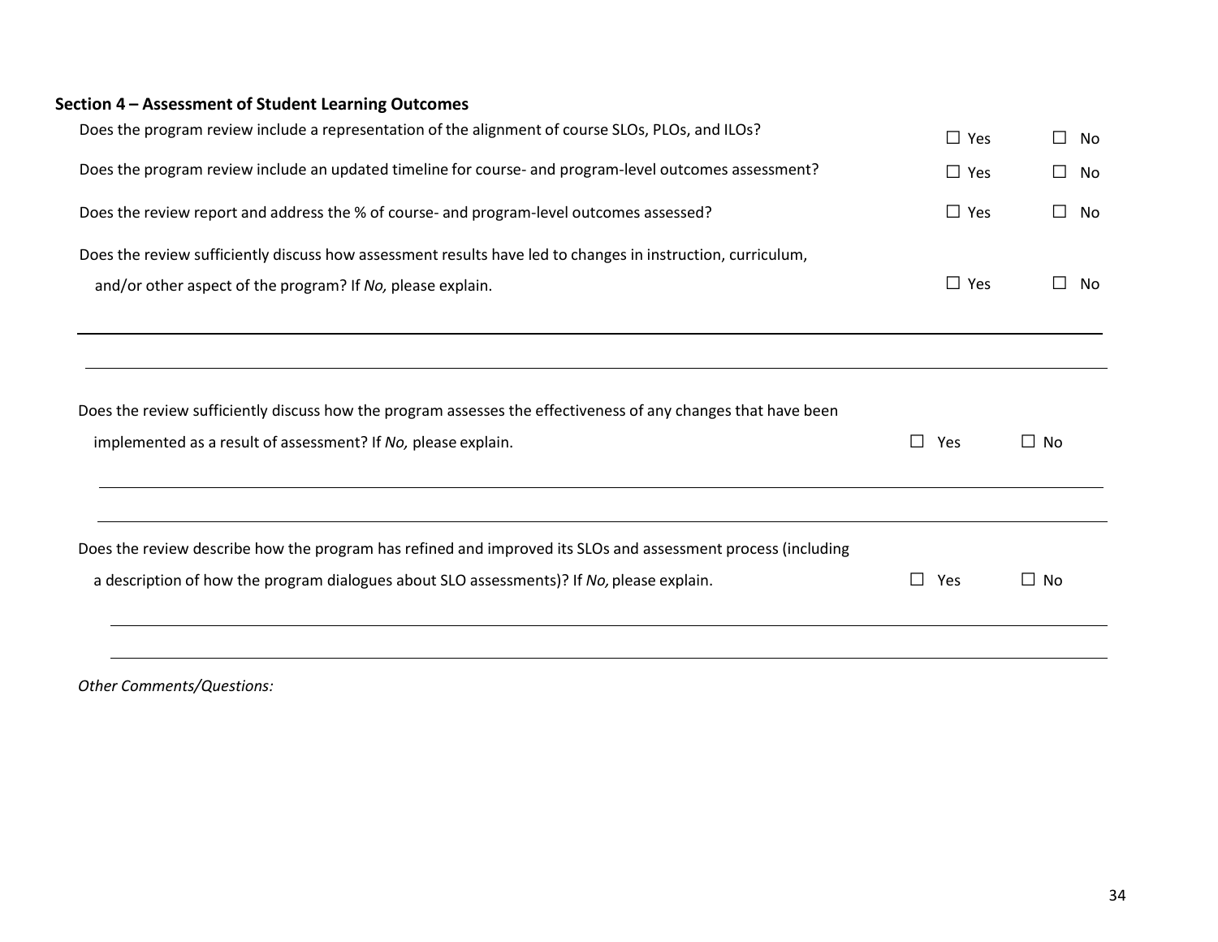### Section 4 – Assessment of Student Learning Outcomes

Does the program review include a representation of the alignment of course SLOs, PLOs, and ILOs? ☐ Yes ☐ No

Does the program review include an updated timeline for course- and program-level outcomes assessment? ☐ Yes ☐ No

Does the review report and address the % of course- and program-level outcomes assessed? ☐ Yes ☐ No

Does the review sufficiently discuss how assessment results have led to changes in instruction, curriculum, and/or other aspect of the program? If *No,* please explain. ☐ Yes ☐ No

_______________________________________________________________________________

_______________________________________________________________________________

Does the review sufficiently discuss how the program assesses the effectiveness of any changes that have been implemented as a result of assessment? If *No,* please explain. ☐ Yes ☐ No

_______________________________________________________________________________

_______________________________________________________________________________

Does the review describe how the program has refined and improved its SLOs and assessment process (including a description of how the program dialogues about SLO assessments)? If *No,* please explain. ☐ Yes ☐ No

_______________________________________________________________________________

_______________________________________________________________________________

*Other Comments/Questions:*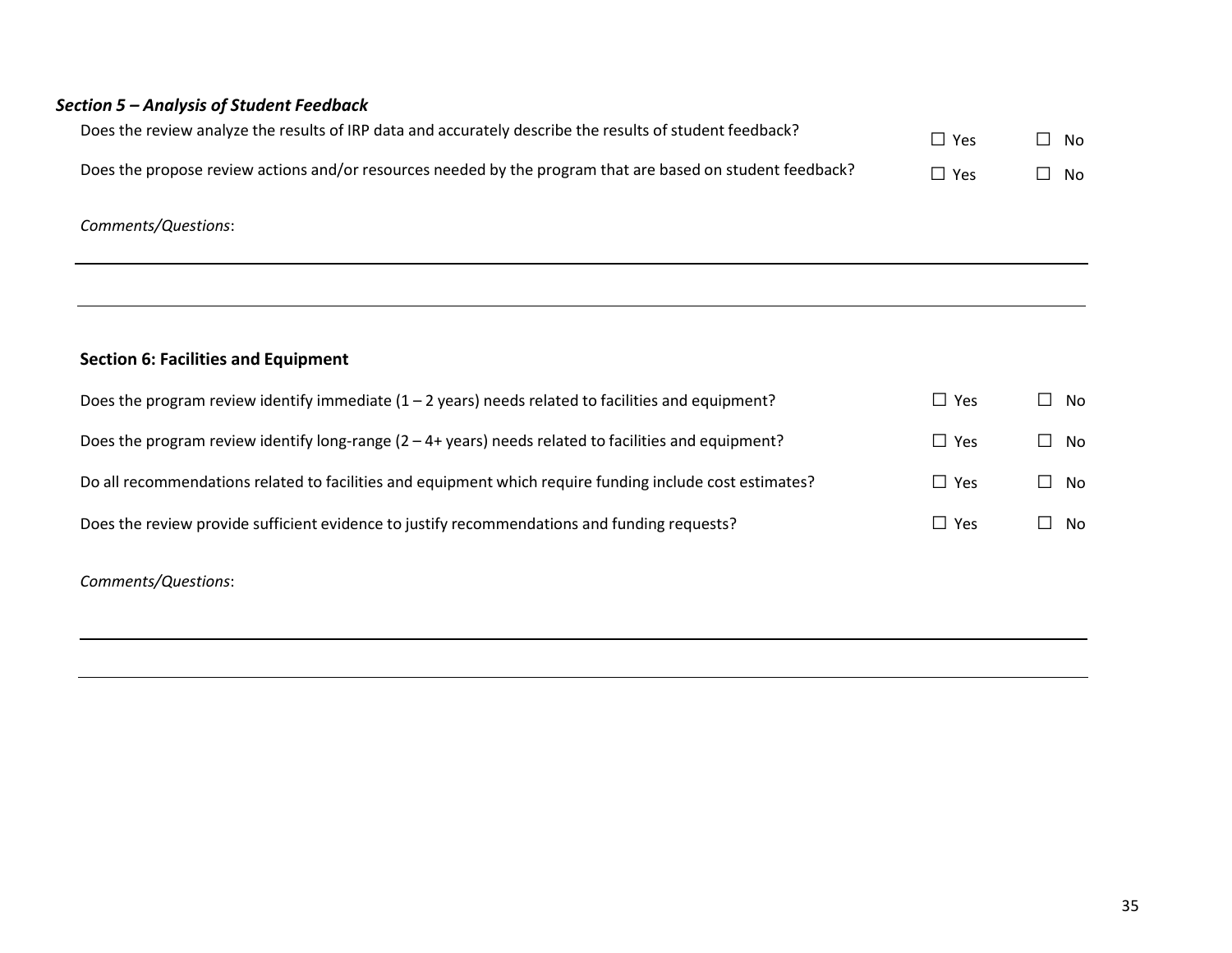### *Section 5 – Analysis of Student Feedback*

Does the review analyze the results of IRP data and accurately describe the results of student feedback? ☐ Yes ☐ No

Does the propose review actions and/or resources needed by the program that are based on student feedback? ☐ Yes ☐ No

*Comments/Questions*:

---

---

### Section 6: Facilities and Equipment

Does the program review identify immediate (1 – 2 years) needs related to facilities and equipment? ☐ Yes ☐ No

Does the program review identify long-range (2 – 4+ years) needs related to facilities and equipment? ☐ Yes ☐ No

Do all recommendations related to facilities and equipment which require funding include cost estimates? ☐ Yes ☐ No

Does the review provide sufficient evidence to justify recommendations and funding requests? ☐ Yes ☐ No

*Comments/Questions*:

---

---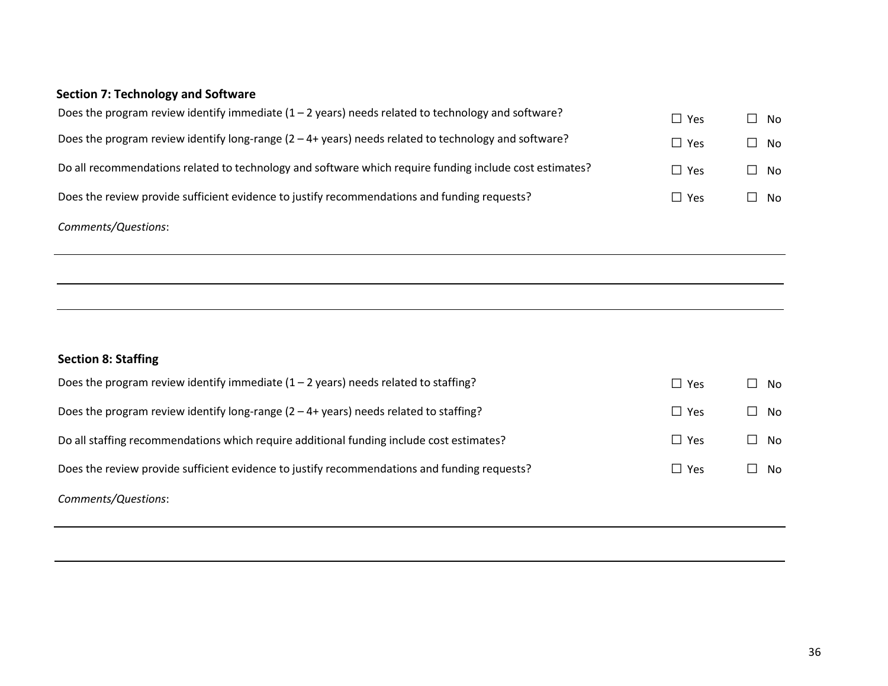**Section 7: Technology and Software**

| | | |
|---|---|---|
| Does the program review identify immediate (1 – 2 years) needs related to technology and software? | ☐ Yes | ☐ No |
| Does the program review identify long-range (2 – 4+ years) needs related to technology and software? | ☐ Yes | ☐ No |
| Do all recommendations related to technology and software which require funding include cost estimates? | ☐ Yes | ☐ No |
| Does the review provide sufficient evidence to justify recommendations and funding requests? | ☐ Yes | ☐ No |

*Comments/Questions*:

_______________________________________________

_______________________________________________

_______________________________________________

**Section 8: Staffing**

| | | |
|---|---|---|
| Does the program review identify immediate (1 – 2 years) needs related to staffing? | ☐ Yes | ☐ No |
| Does the program review identify long-range (2 – 4+ years) needs related to staffing? | ☐ Yes | ☐ No |
| Do all staffing recommendations which require additional funding include cost estimates? | ☐ Yes | ☐ No |
| Does the review provide sufficient evidence to justify recommendations and funding requests? | ☐ Yes | ☐ No |

*Comments/Questions*:

_______________________________________________

_______________________________________________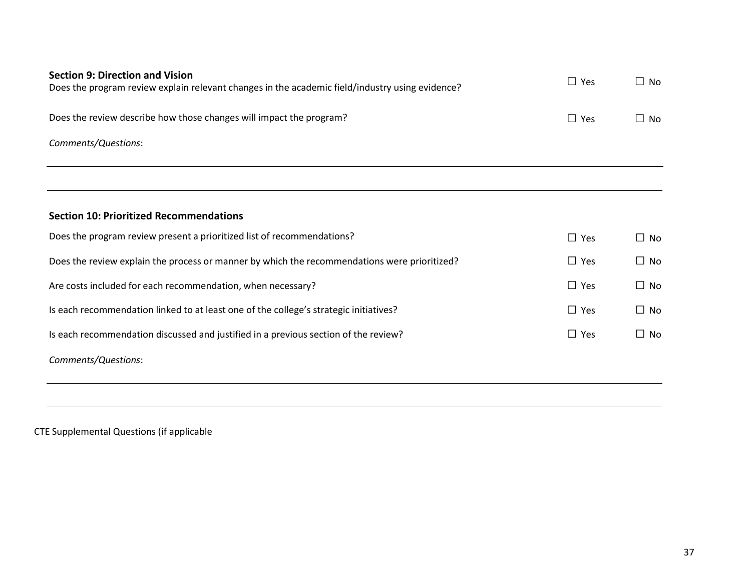**Section 9: Direction and Vision**

Does the program review explain relevant changes in the academic field/industry using evidence? ☐ Yes ☐ No

Does the review describe how those changes will impact the program? ☐ Yes ☐ No

*Comments/Questions*:

---

---

**Section 10: Prioritized Recommendations**

Does the program review present a prioritized list of recommendations? ☐ Yes ☐ No

Does the review explain the process or manner by which the recommendations were prioritized? ☐ Yes ☐ No

Are costs included for each recommendation, when necessary? ☐ Yes ☐ No

Is each recommendation linked to at least one of the college's strategic initiatives? ☐ Yes ☐ No

Is each recommendation discussed and justified in a previous section of the review? ☐ Yes ☐ No

*Comments/Questions*:

---

---

CTE Supplemental Questions (if applicable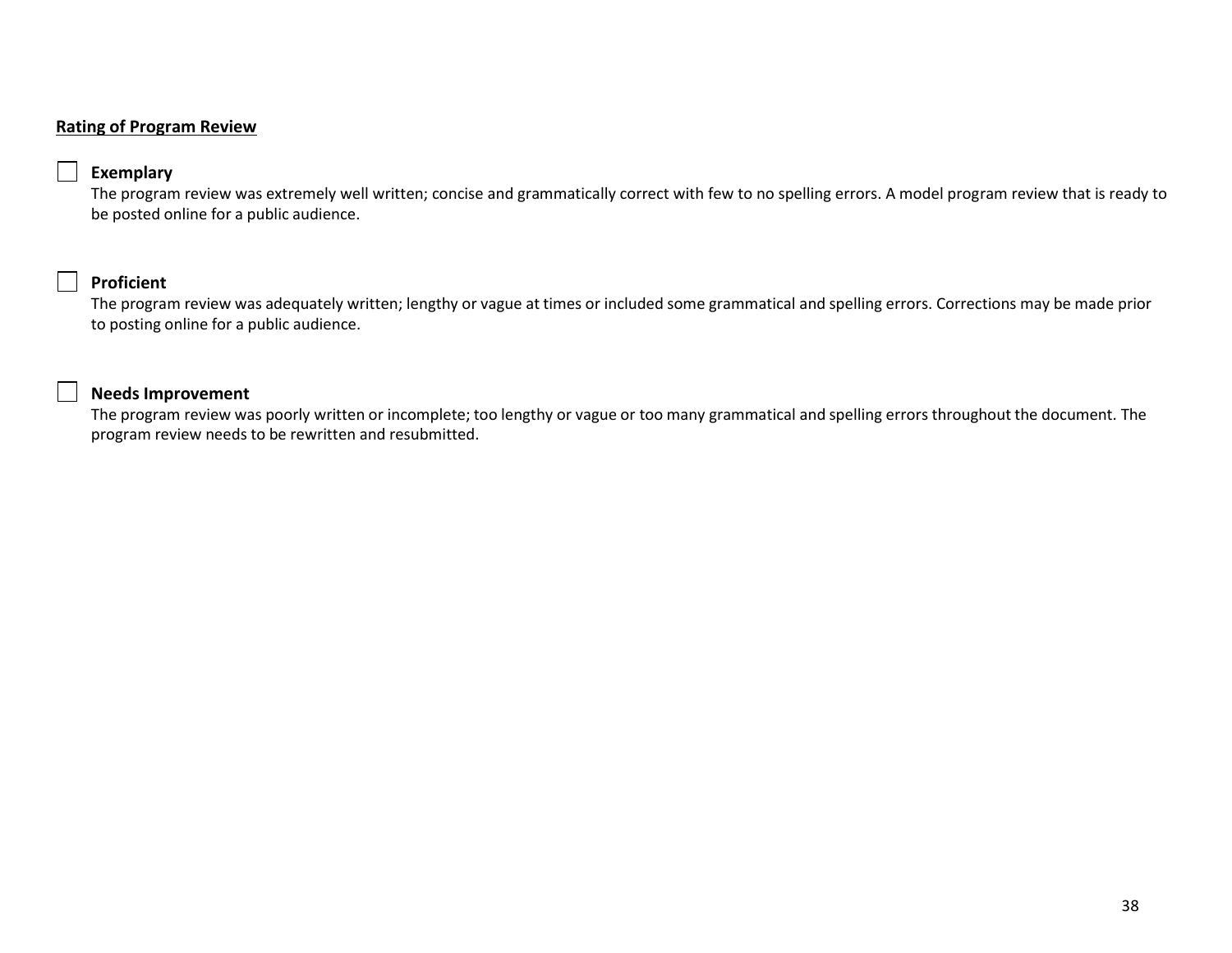**<u>Rating of Program Review</u>**

- [ ] **Exemplary**
  The program review was extremely well written; concise and grammatically correct with few to no spelling errors. A model program review that is ready to be posted online for a public audience.

- [ ] **Proficient**
  The program review was adequately written; lengthy or vague at times or included some grammatical and spelling errors. Corrections may be made prior to posting online for a public audience.

- [ ] **Needs Improvement**
  The program review was poorly written or incomplete; too lengthy or vague or too many grammatical and spelling errors throughout the document. The program review needs to be rewritten and resubmitted.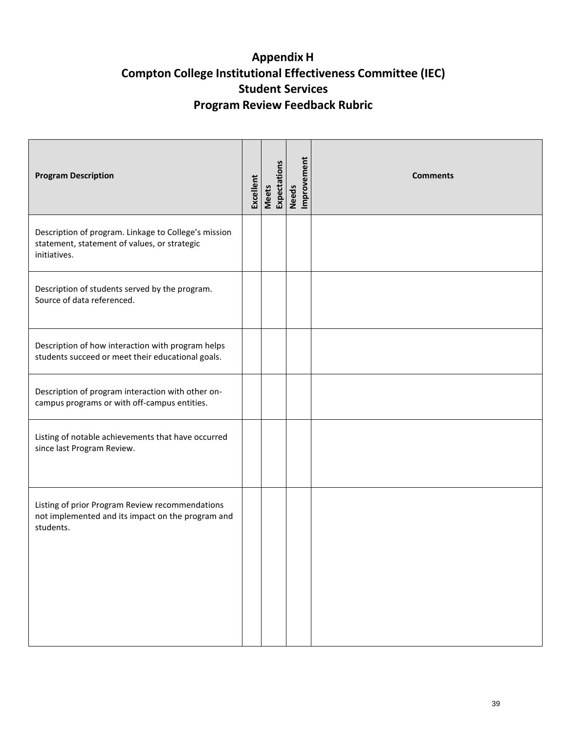# Appendix H
# Compton College Institutional Effectiveness Committee (IEC)
# Student Services
# Program Review Feedback Rubric

| Program Description | Excellent | Meets Expectations | Needs Improvement | Comments |
|---|---|---|---|---|
| Description of program. Linkage to College's mission statement, statement of values, or strategic initiatives. | | | | |
| Description of students served by the program. Source of data referenced. | | | | |
| Description of how interaction with program helps students succeed or meet their educational goals. | | | | |
| Description of program interaction with other on-campus programs or with off-campus entities. | | | | |
| Listing of notable achievements that have occurred since last Program Review. | | | | |
| Listing of prior Program Review recommendations not implemented and its impact on the program and students. | | | | |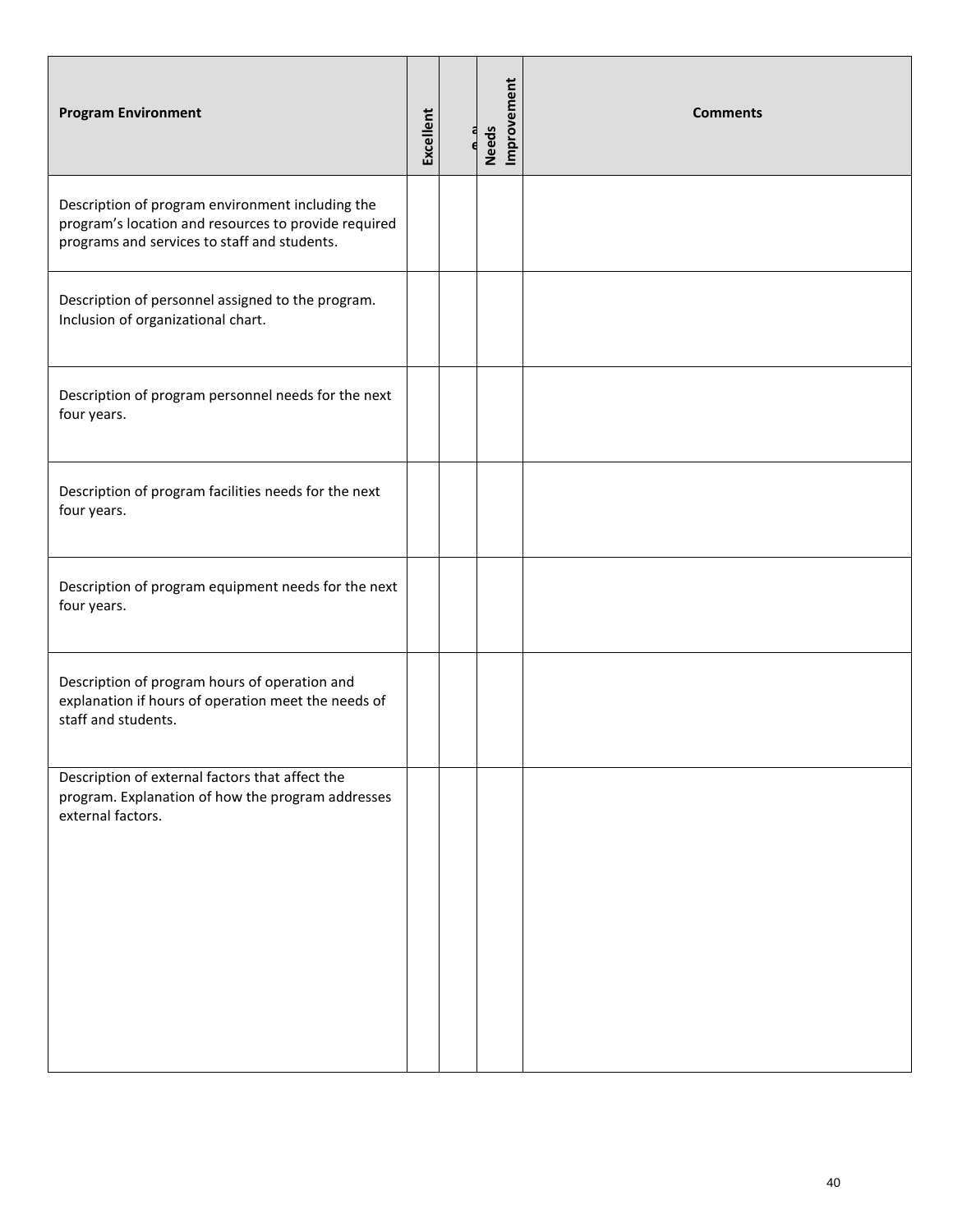| Program Environment | Excellent | e a | Needs Improvement | Comments |
|---|---|---|---|---|
| Description of program environment including the program's location and resources to provide required programs and services to staff and students. | | | | |
| Description of personnel assigned to the program. Inclusion of organizational chart. | | | | |
| Description of program personnel needs for the next four years. | | | | |
| Description of program facilities needs for the next four years. | | | | |
| Description of program equipment needs for the next four years. | | | | |
| Description of program hours of operation and explanation if hours of operation meet the needs of staff and students. | | | | |
| Description of external factors that affect the program. Explanation of how the program addresses external factors. | | | | |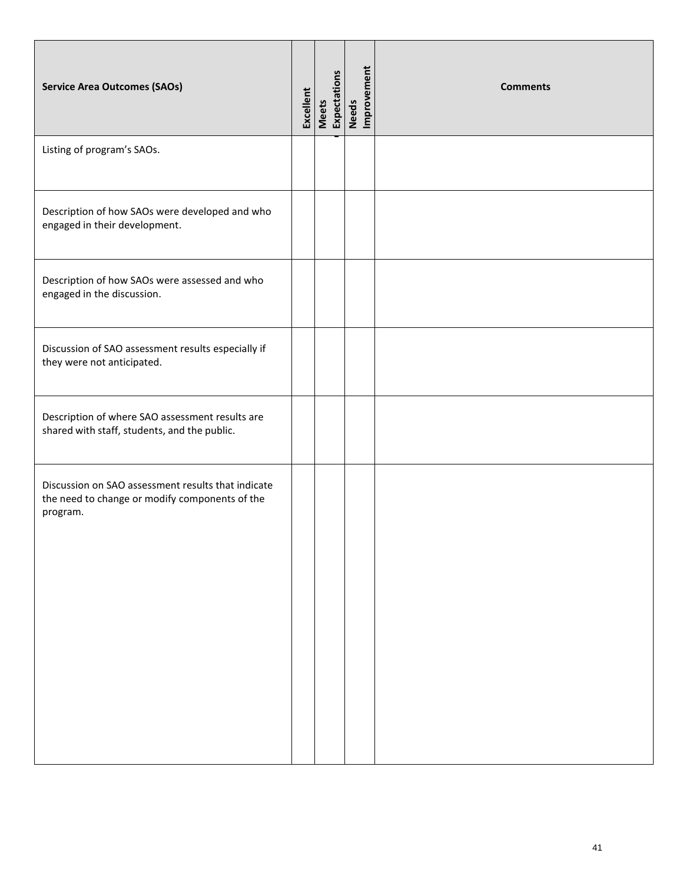| Service Area Outcomes (SAOs) | Excellent | Meets Expectations | Needs Improvement | Comments |
|---|---|---|---|---|
| Listing of program's SAOs. | | | | |
| Description of how SAOs were developed and who engaged in their development. | | | | |
| Description of how SAOs were assessed and who engaged in the discussion. | | | | |
| Discussion of SAO assessment results especially if they were not anticipated. | | | | |
| Description of where SAO assessment results are shared with staff, students, and the public. | | | | |
| Discussion on SAO assessment results that indicate the need to change or modify components of the program. | | | | |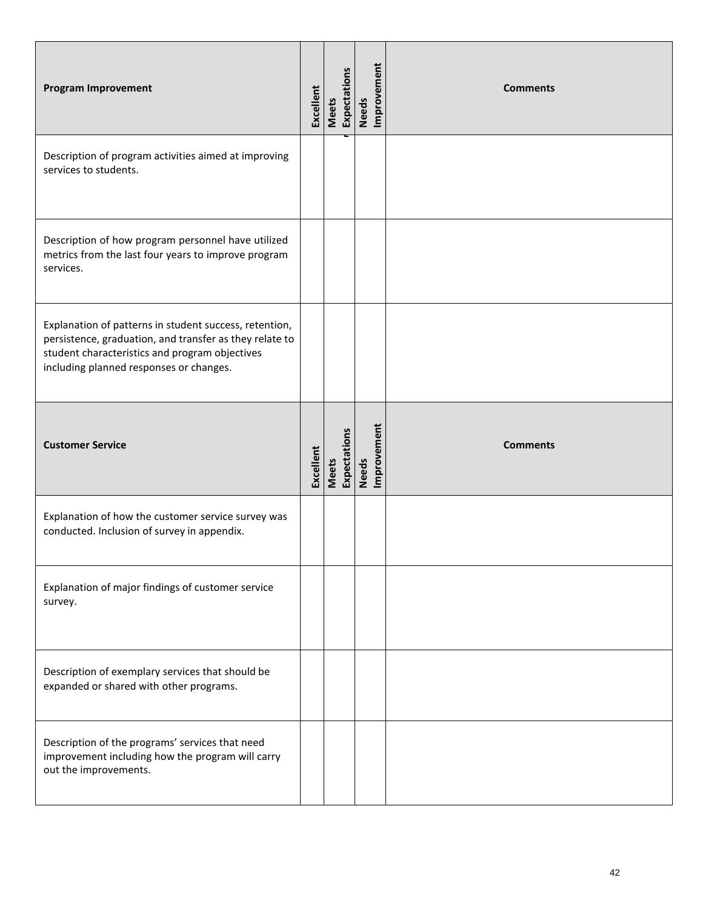| Program Improvement | Excellent | Meets Expectations | Needs Improvement | Comments |
|---|---|---|---|---|
| Description of program activities aimed at improving services to students. | | | | |
| Description of how program personnel have utilized metrics from the last four years to improve program services. | | | | |
| Explanation of patterns in student success, retention, persistence, graduation, and transfer as they relate to student characteristics and program objectives including planned responses or changes. | | | | |

| Customer Service | Excellent | Meets Expectations | Needs Improvement | Comments |
|---|---|---|---|---|
| Explanation of how the customer service survey was conducted. Inclusion of survey in appendix. | | | | |
| Explanation of major findings of customer service survey. | | | | |
| Description of exemplary services that should be expanded or shared with other programs. | | | | |
| Description of the programs' services that need improvement including how the program will carry out the improvements. | | | | |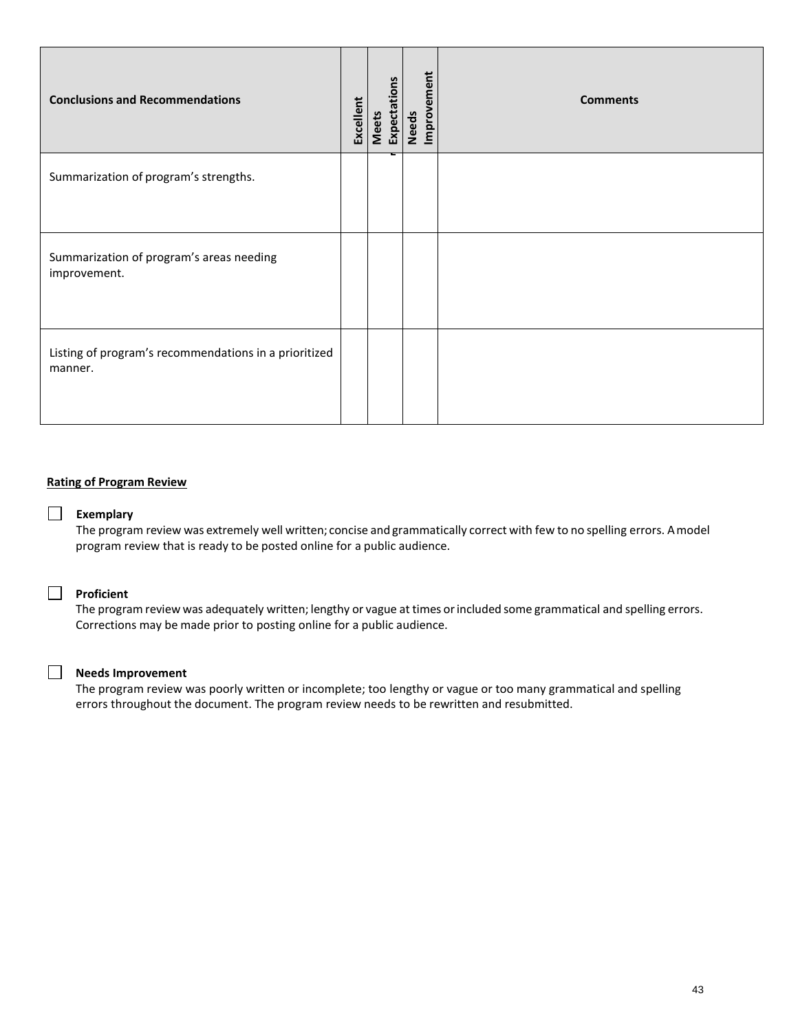| Conclusions and Recommendations | Excellent | Meets Expectations | Needs Improvement | Comments |
|---|---|---|---|---|
| Summarization of program's strengths. | | | | |
| Summarization of program's areas needing improvement. | | | | |
| Listing of program's recommendations in a prioritized manner. | | | | |

**Rating of Program Review**

☐ **Exemplary**
The program review was extremely well written; concise and grammatically correct with few to no spelling errors. A model program review that is ready to be posted online for a public audience.

☐ **Proficient**
The program review was adequately written; lengthy or vague at times or included some grammatical and spelling errors. Corrections may be made prior to posting online for a public audience.

☐ **Needs Improvement**
The program review was poorly written or incomplete; too lengthy or vague or too many grammatical and spelling errors throughout the document. The program review needs to be rewritten and resubmitted.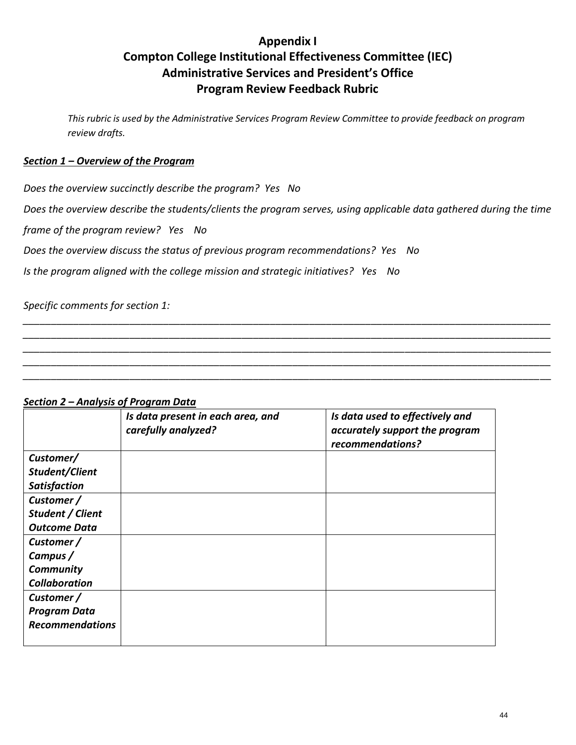# Appendix I
# Compton College Institutional Effectiveness Committee (IEC)
# Administrative Services and President's Office
# Program Review Feedback Rubric

*This rubric is used by the Administrative Services Program Review Committee to provide feedback on program review drafts.*

***Section 1 – Overview of the Program***

*Does the overview succinctly describe the program? Yes No*

*Does the overview describe the students/clients the program serves, using applicable data gathered during the time frame of the program review? Yes No*

*Does the overview discuss the status of previous program recommendations? Yes No*

*Is the program aligned with the college mission and strategic initiatives? Yes No*

*Specific comments for section 1:*

______________________________________________________________________________________________
______________________________________________________________________________________________
______________________________________________________________________________________________
______________________________________________________________________________________________
______________________________________________________________________________________________

***Section 2 – Analysis of Program Data***

| | ***Is data present in each area, and carefully analyzed?*** | ***Is data used to effectively and accurately support the program recommendations?*** |
|---|---|---|
| ***Customer/ Student/Client Satisfaction*** | | |
| ***Customer / Student / Client Outcome Data*** | | |
| ***Customer / Campus / Community Collaboration*** | | |
| ***Customer / Program Data Recommendations*** | | |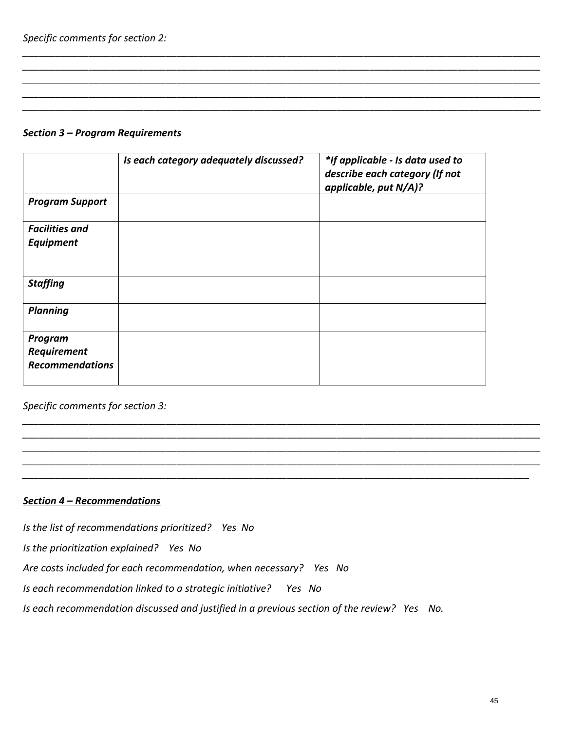*Specific comments for section 2:*

_____________________________________________________________________________________
_____________________________________________________________________________________
_____________________________________________________________________________________
_____________________________________________________________________________________
_____________________________________________________________________________________

***Section 3 – Program Requirements***

| | ***Is each category adequately discussed?*** | ***\*If applicable - Is data used to describe each category (If not applicable, put N/A)?*** |
|---|---|---|
| ***Program Support*** | | |
| ***Facilities and Equipment*** | | |
| ***Staffing*** | | |
| ***Planning*** | | |
| ***Program Requirement Recommendations*** | | |

*Specific comments for section 3:*

_____________________________________________________________________________________
_____________________________________________________________________________________
_____________________________________________________________________________________
_____________________________________________________________________________________
_____________________________________________________________________________________

***Section 4 – Recommendations***

*Is the list of recommendations prioritized? Yes No*

*Is the prioritization explained? Yes No*

*Are costs included for each recommendation, when necessary? Yes No*

*Is each recommendation linked to a strategic initiative? Yes No*

*Is each recommendation discussed and justified in a previous section of the review? Yes No.*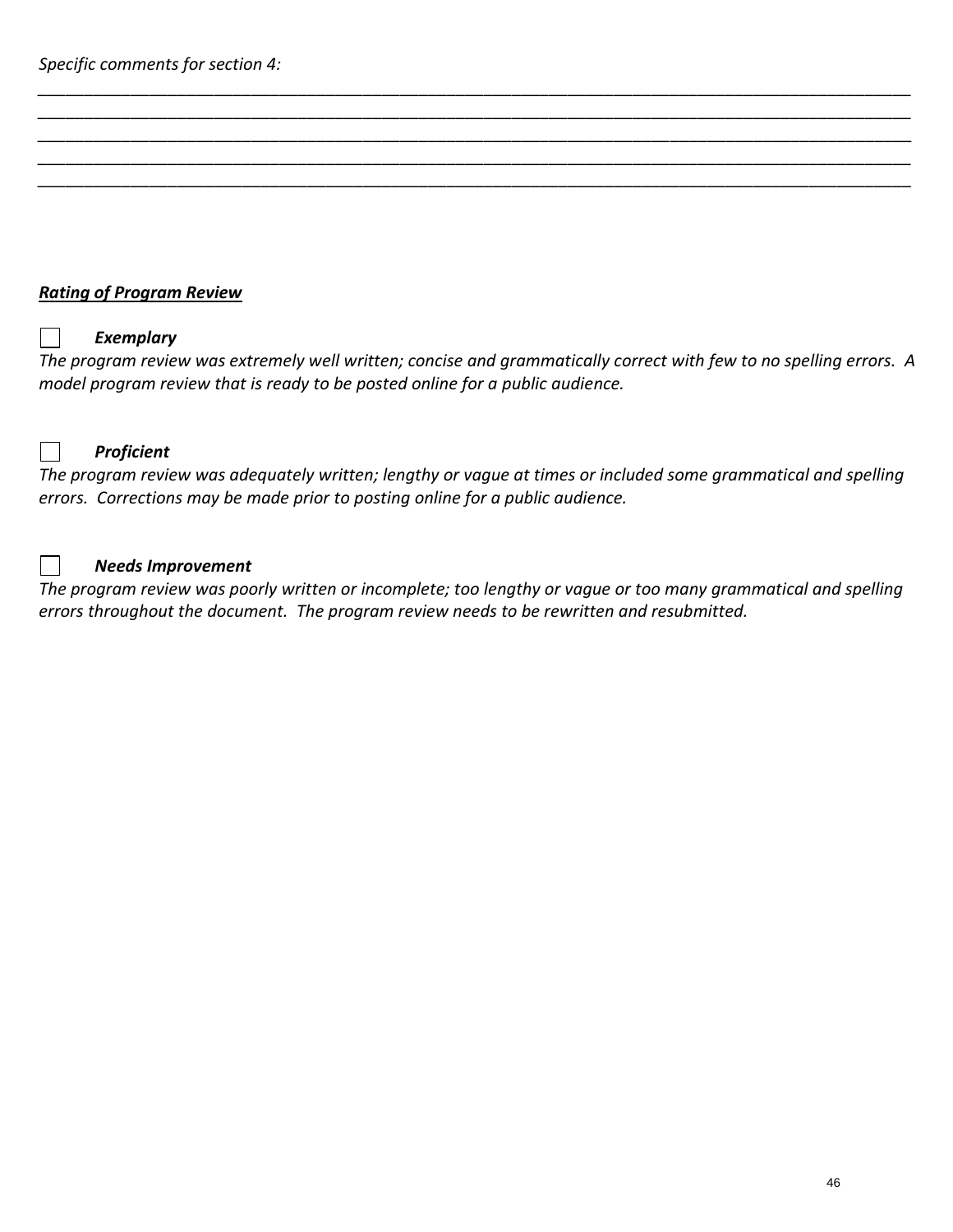*Specific comments for section 4:*

\_\_\_\_\_\_\_\_\_\_\_\_\_\_\_\_\_\_\_\_\_\_\_\_\_\_\_\_\_\_\_\_\_\_\_\_\_\_\_\_\_\_\_\_\_\_\_\_\_\_\_\_\_\_\_\_\_\_\_\_\_\_\_\_\_\_\_\_\_\_\_\_\_\_\_\_\_\_\_\_\_\_
\_\_\_\_\_\_\_\_\_\_\_\_\_\_\_\_\_\_\_\_\_\_\_\_\_\_\_\_\_\_\_\_\_\_\_\_\_\_\_\_\_\_\_\_\_\_\_\_\_\_\_\_\_\_\_\_\_\_\_\_\_\_\_\_\_\_\_\_\_\_\_\_\_\_\_\_\_\_\_\_\_\_
\_\_\_\_\_\_\_\_\_\_\_\_\_\_\_\_\_\_\_\_\_\_\_\_\_\_\_\_\_\_\_\_\_\_\_\_\_\_\_\_\_\_\_\_\_\_\_\_\_\_\_\_\_\_\_\_\_\_\_\_\_\_\_\_\_\_\_\_\_\_\_\_\_\_\_\_\_\_\_\_\_\_
\_\_\_\_\_\_\_\_\_\_\_\_\_\_\_\_\_\_\_\_\_\_\_\_\_\_\_\_\_\_\_\_\_\_\_\_\_\_\_\_\_\_\_\_\_\_\_\_\_\_\_\_\_\_\_\_\_\_\_\_\_\_\_\_\_\_\_\_\_\_\_\_\_\_\_\_\_\_\_\_\_\_
\_\_\_\_\_\_\_\_\_\_\_\_\_\_\_\_\_\_\_\_\_\_\_\_\_\_\_\_\_\_\_\_\_\_\_\_\_\_\_\_\_\_\_\_\_\_\_\_\_\_\_\_\_\_\_\_\_\_\_\_\_\_\_\_\_\_\_\_\_\_\_\_\_\_\_\_\_\_\_\_\_\_

***Rating of Program Review***

☐ ***Exemplary***
*The program review was extremely well written; concise and grammatically correct with few to no spelling errors. A model program review that is ready to be posted online for a public audience.*

☐ ***Proficient***
*The program review was adequately written; lengthy or vague at times or included some grammatical and spelling errors. Corrections may be made prior to posting online for a public audience.*

☐ ***Needs Improvement***
*The program review was poorly written or incomplete; too lengthy or vague or too many grammatical and spelling errors throughout the document. The program review needs to be rewritten and resubmitted.*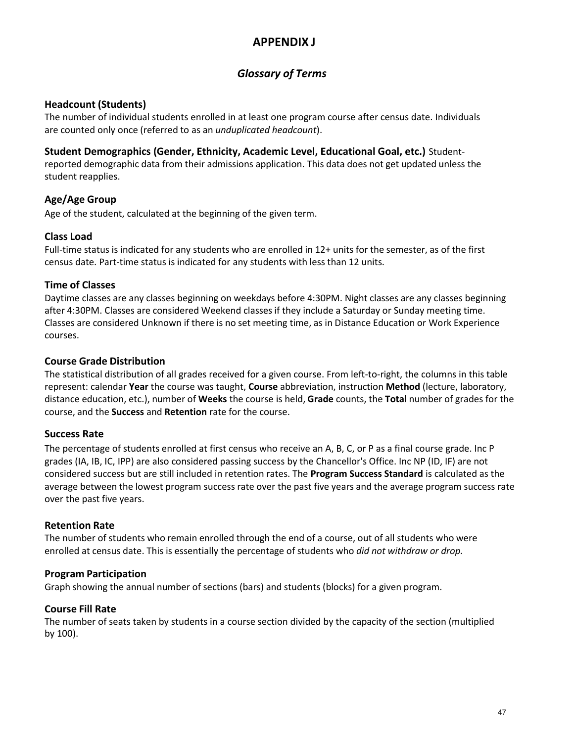# APPENDIX J

## *Glossary of Terms*

### Headcount (Students)

The number of individual students enrolled in at least one program course after census date. Individuals are counted only once (referred to as an *unduplicated headcount*).

**Student Demographics (Gender, Ethnicity, Academic Level, Educational Goal, etc.)** Student-reported demographic data from their admissions application. This data does not get updated unless the student reapplies.

### Age/Age Group

Age of the student, calculated at the beginning of the given term.

### Class Load

Full-time status is indicated for any students who are enrolled in 12+ units for the semester, as of the first census date. Part-time status is indicated for any students with less than 12 units.

### Time of Classes

Daytime classes are any classes beginning on weekdays before 4:30PM. Night classes are any classes beginning after 4:30PM. Classes are considered Weekend classes if they include a Saturday or Sunday meeting time. Classes are considered Unknown if there is no set meeting time, as in Distance Education or Work Experience courses.

### Course Grade Distribution

The statistical distribution of all grades received for a given course. From left-to-right, the columns in this table represent: calendar **Year** the course was taught, **Course** abbreviation, instruction **Method** (lecture, laboratory, distance education, etc.), number of **Weeks** the course is held, **Grade** counts, the **Total** number of grades for the course, and the **Success** and **Retention** rate for the course.

### Success Rate

The percentage of students enrolled at first census who receive an A, B, C, or P as a final course grade. Inc P grades (IA, IB, IC, IPP) are also considered passing success by the Chancellor's Office. Inc NP (ID, IF) are not considered success but are still included in retention rates. The **Program Success Standard** is calculated as the average between the lowest program success rate over the past five years and the average program success rate over the past five years.

### Retention Rate

The number of students who remain enrolled through the end of a course, out of all students who were enrolled at census date. This is essentially the percentage of students who *did not withdraw or drop.*

### Program Participation

Graph showing the annual number of sections (bars) and students (blocks) for a given program.

### Course Fill Rate

The number of seats taken by students in a course section divided by the capacity of the section (multiplied by 100).